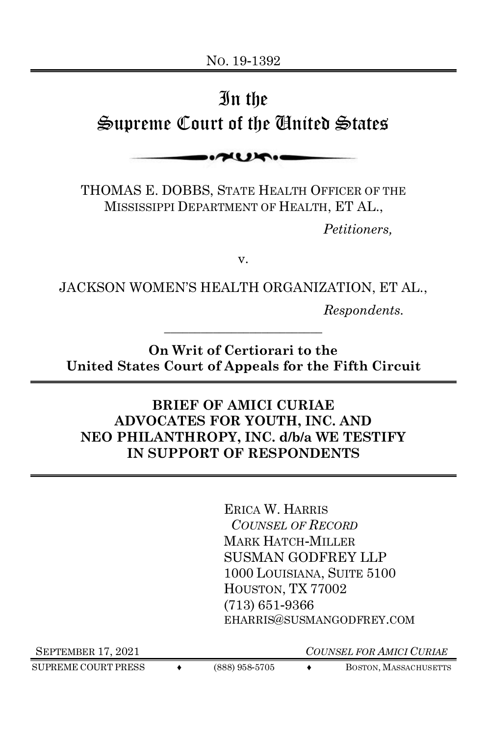NO. 19-1392

# In the Supreme Court of the United States

THOMAS E. DOBBS, STATE HEALTH OFFICER OF THE MISSISSIPPI DEPARTMENT OF HEALTH, ET AL.,

*Petitioners,*

v.

JACKSON WOMEN'S HEALTH ORGANIZATION, ET AL.,

*Respondents.*

---

**On Writ of Certiorari to the United States Court of Appeals for the Fifth Circuit**

---

**BRIEF OF AMICI CURIAE ADVOCATES FOR YOUTH, INC. AND NEO PHILANTHROPY, INC. d/b/a WE TESTIFY IN SUPPORT OF RESPONDENTS**

---

ERICA W. HARRIS
*COUNSEL OF RECORD*
MARK HATCH-MILLER
SUSMAN GODFREY LLP
1000 LOUISIANA, SUITE 5100
HOUSTON, TX 77002
(713) 651-9366
EHARRIS@SUSMANGODFREY.COM

SEPTEMBER 17, 2021

*COUNSEL FOR AMICI CURIAE*

SUPREME COURT PRESS ♦ (888) 958-5705 ♦ BOSTON, MASSACHUSETTS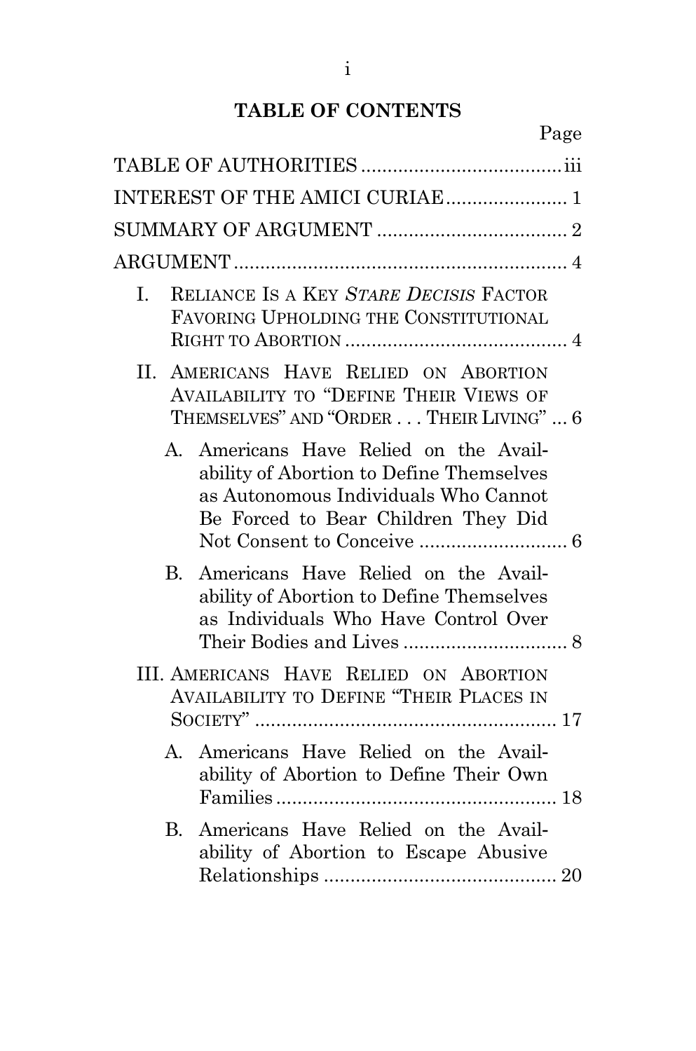## TABLE OF CONTENTS

Page

TABLE OF AUTHORITIES ....................................... iii

INTEREST OF THE AMICI CURIAE ....................... 1

SUMMARY OF ARGUMENT .................................... 2

ARGUMENT ................................................................ 4

I. RELIANCE IS A KEY *STARE DECISIS* FACTOR FAVORING UPHOLDING THE CONSTITUTIONAL RIGHT TO ABORTION .......................................... 4

II. AMERICANS HAVE RELIED ON ABORTION AVAILABILITY TO "DEFINE THEIR VIEWS OF THEMSELVES" AND "ORDER . . . THEIR LIVING" ... 6

   A. Americans Have Relied on the Availability of Abortion to Define Themselves as Autonomous Individuals Who Cannot Be Forced to Bear Children They Did Not Consent to Conceive ............................ 6

   B. Americans Have Relied on the Availability of Abortion to Define Themselves as Individuals Who Have Control Over Their Bodies and Lives ............................... 8

III. AMERICANS HAVE RELIED ON ABORTION AVAILABILITY TO DEFINE "THEIR PLACES IN SOCIETY" ......................................................... 17

   A. Americans Have Relied on the Availability of Abortion to Define Their Own Families ..................................................... 18

   B. Americans Have Relied on the Availability of Abortion to Escape Abusive Relationships ............................................ 20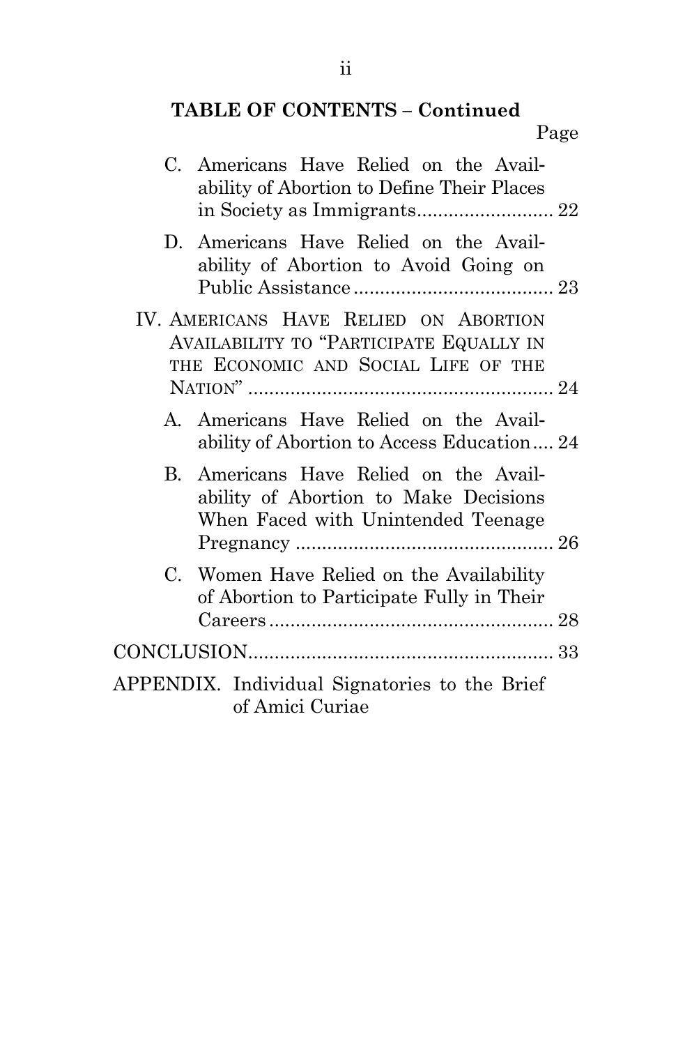**TABLE OF CONTENTS – Continued**

Page

C. Americans Have Relied on the Availability of Abortion to Define Their Places in Society as Immigrants .......................... 22

D. Americans Have Relied on the Availability of Abortion to Avoid Going on Public Assistance ...................................... 23

IV. AMERICANS HAVE RELIED ON ABORTION AVAILABILITY TO "PARTICIPATE EQUALLY IN THE ECONOMIC AND SOCIAL LIFE OF THE NATION" .......................................................... 24

A. Americans Have Relied on the Availability of Abortion to Access Education .... 24

B. Americans Have Relied on the Availability of Abortion to Make Decisions When Faced with Unintended Teenage Pregnancy ................................................. 26

C. Women Have Relied on the Availability of Abortion to Participate Fully in Their Careers ...................................................... 28

CONCLUSION .......................................................... 33

APPENDIX. Individual Signatories to the Brief of Amici Curiae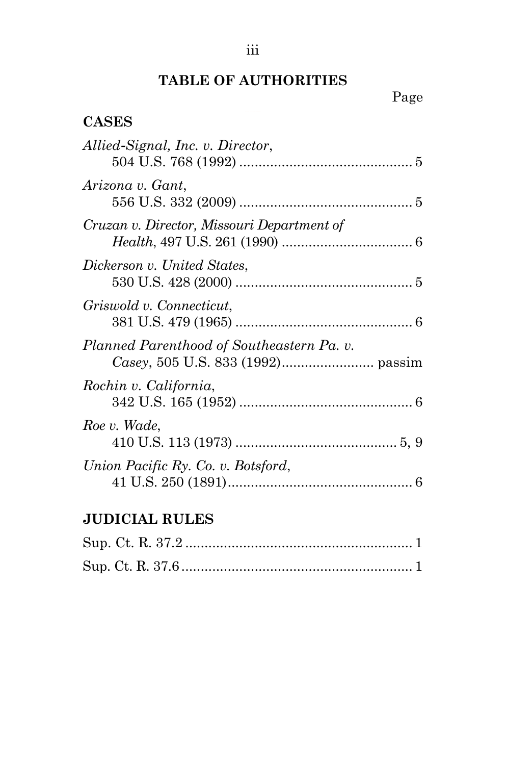# TABLE OF AUTHORITIES

Page

## CASES

*Allied-Signal, Inc. v. Director*,
504 U.S. 768 (1992) ............................................ 5

*Arizona v. Gant*,
556 U.S. 332 (2009) ............................................ 5

*Cruzan v. Director, Missouri Department of Health*, 497 U.S. 261 (1990) .................................. 6

*Dickerson v. United States*,
530 U.S. 428 (2000) ............................................ 5

*Griswold v. Connecticut*,
381 U.S. 479 (1965) ............................................ 6

*Planned Parenthood of Southeastern Pa. v. Casey*, 505 U.S. 833 (1992)........................ passim

*Rochin v. California*,
342 U.S. 165 (1952) ............................................ 6

*Roe v. Wade*,
410 U.S. 113 (1973) .......................................... 5, 9

*Union Pacific Ry. Co. v. Botsford*,
41 U.S. 250 (1891)................................................ 6

## JUDICIAL RULES

Sup. Ct. R. 37.2 ........................................................ 1

Sup. Ct. R. 37.6 ........................................................ 1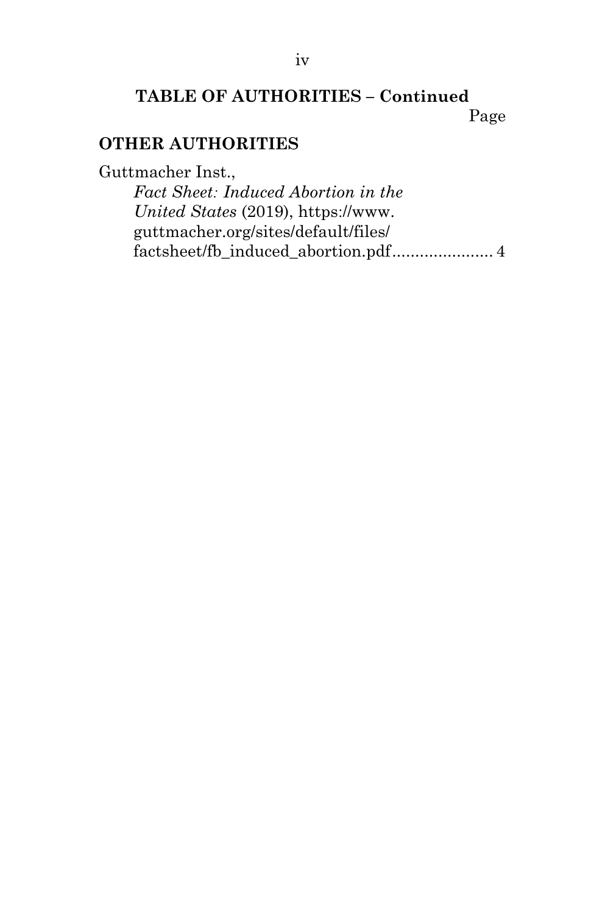## TABLE OF AUTHORITIES – Continued

Page

### OTHER AUTHORITIES

Guttmacher Inst.,
*Fact Sheet: Induced Abortion in the United States* (2019), https://www.guttmacher.org/sites/default/files/factsheet/fb_induced_abortion.pdf ...................... 4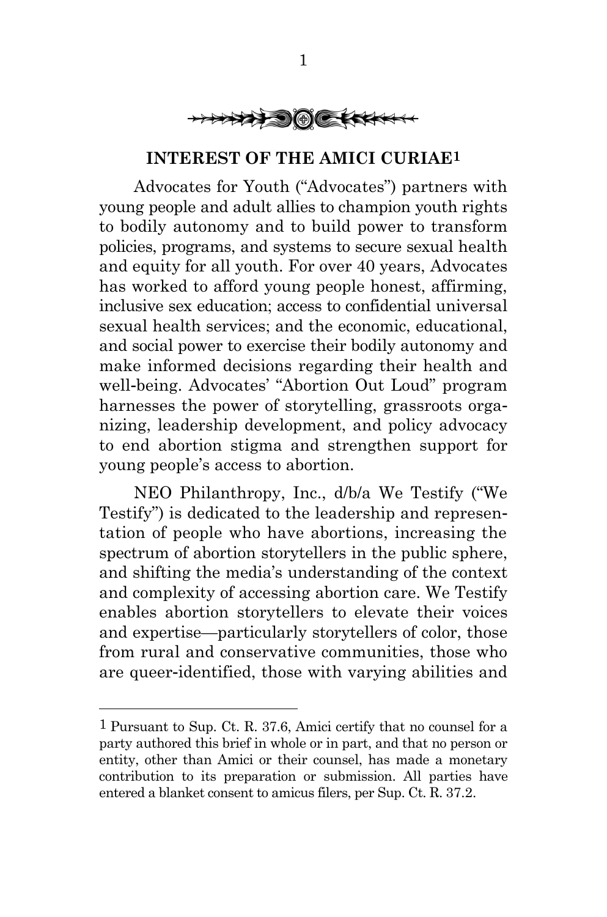## INTEREST OF THE AMICI CURIAE[1]

Advocates for Youth ("Advocates") partners with young people and adult allies to champion youth rights to bodily autonomy and to build power to transform policies, programs, and systems to secure sexual health and equity for all youth. For over 40 years, Advocates has worked to afford young people honest, affirming, inclusive sex education; access to confidential universal sexual health services; and the economic, educational, and social power to exercise their bodily autonomy and make informed decisions regarding their health and well-being. Advocates' "Abortion Out Loud" program harnesses the power of storytelling, grassroots organizing, leadership development, and policy advocacy to end abortion stigma and strengthen support for young people's access to abortion.

NEO Philanthropy, Inc., d/b/a We Testify ("We Testify") is dedicated to the leadership and representation of people who have abortions, increasing the spectrum of abortion storytellers in the public sphere, and shifting the media's understanding of the context and complexity of accessing abortion care. We Testify enables abortion storytellers to elevate their voices and expertise—particularly storytellers of color, those from rural and conservative communities, those who are queer-identified, those with varying abilities and

---

[1] Pursuant to Sup. Ct. R. 37.6, Amici certify that no counsel for a party authored this brief in whole or in part, and that no person or entity, other than Amici or their counsel, has made a monetary contribution to its preparation or submission. All parties have entered a blanket consent to amicus filers, per Sup. Ct. R. 37.2.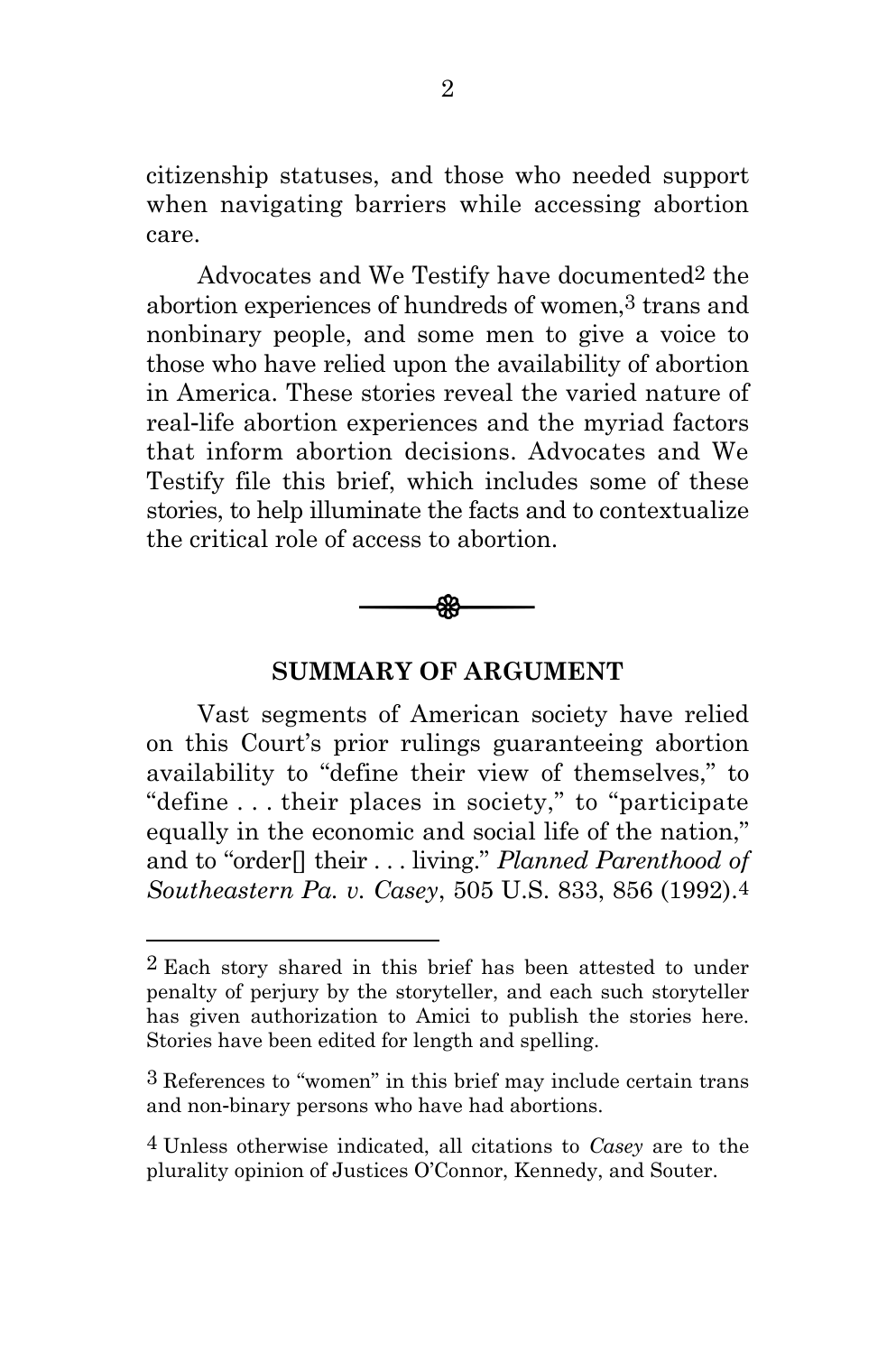citizenship statuses, and those who needed support when navigating barriers while accessing abortion care.

Advocates and We Testify have documented[2] the abortion experiences of hundreds of women,[3] trans and nonbinary people, and some men to give a voice to those who have relied upon the availability of abortion in America. These stories reveal the varied nature of real-life abortion experiences and the myriad factors that inform abortion decisions. Advocates and We Testify file this brief, which includes some of these stories, to help illuminate the facts and to contextualize the critical role of access to abortion.

## SUMMARY OF ARGUMENT

Vast segments of American society have relied on this Court's prior rulings guaranteeing abortion availability to "define their view of themselves," to "define . . . their places in society," to "participate equally in the economic and social life of the nation," and to "order[] their . . . living." *Planned Parenthood of Southeastern Pa. v. Casey*, 505 U.S. 833, 856 (1992).[4]

---

[2] Each story shared in this brief has been attested to under penalty of perjury by the storyteller, and each such storyteller has given authorization to Amici to publish the stories here. Stories have been edited for length and spelling.

[3] References to "women" in this brief may include certain trans and non-binary persons who have had abortions.

[4] Unless otherwise indicated, all citations to *Casey* are to the plurality opinion of Justices O'Connor, Kennedy, and Souter.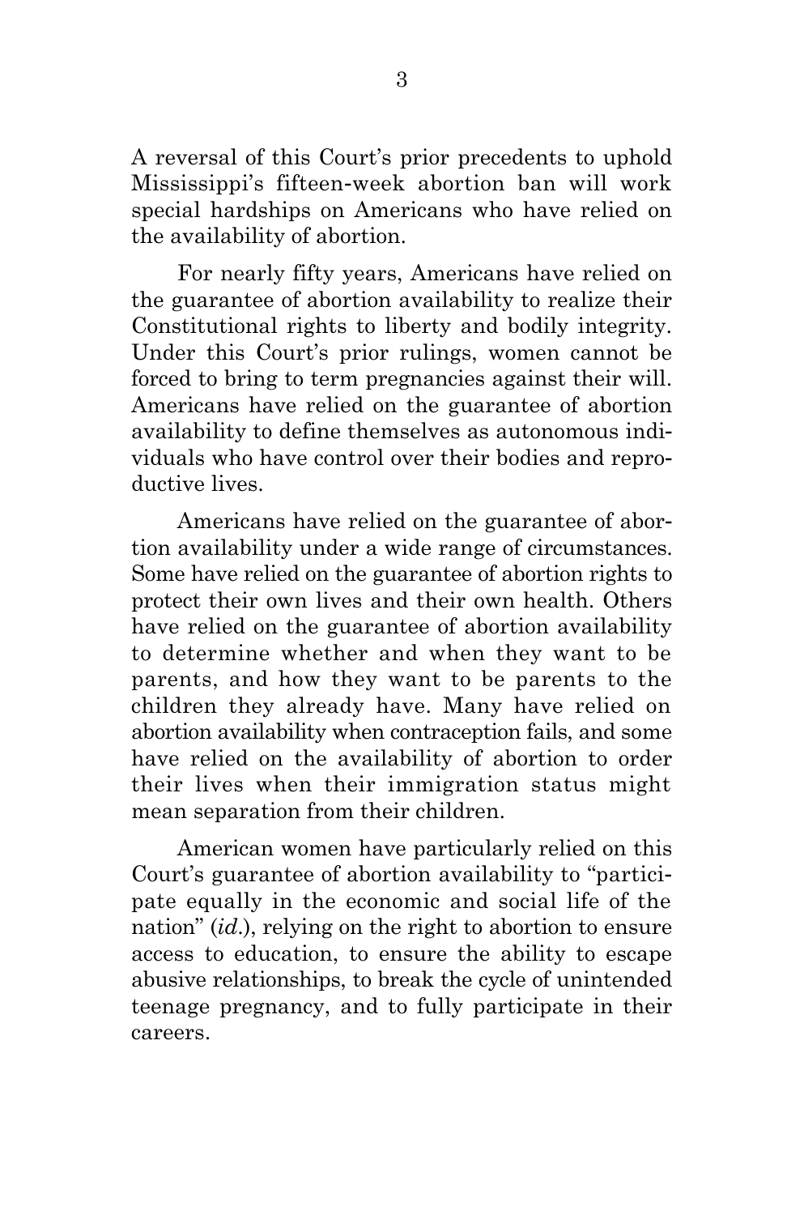A reversal of this Court's prior precedents to uphold Mississippi's fifteen-week abortion ban will work special hardships on Americans who have relied on the availability of abortion.

For nearly fifty years, Americans have relied on the guarantee of abortion availability to realize their Constitutional rights to liberty and bodily integrity. Under this Court's prior rulings, women cannot be forced to bring to term pregnancies against their will. Americans have relied on the guarantee of abortion availability to define themselves as autonomous individuals who have control over their bodies and reproductive lives.

Americans have relied on the guarantee of abortion availability under a wide range of circumstances. Some have relied on the guarantee of abortion rights to protect their own lives and their own health. Others have relied on the guarantee of abortion availability to determine whether and when they want to be parents, and how they want to be parents to the children they already have. Many have relied on abortion availability when contraception fails, and some have relied on the availability of abortion to order their lives when their immigration status might mean separation from their children.

American women have particularly relied on this Court's guarantee of abortion availability to "participate equally in the economic and social life of the nation" (*id.*), relying on the right to abortion to ensure access to education, to ensure the ability to escape abusive relationships, to break the cycle of unintended teenage pregnancy, and to fully participate in their careers.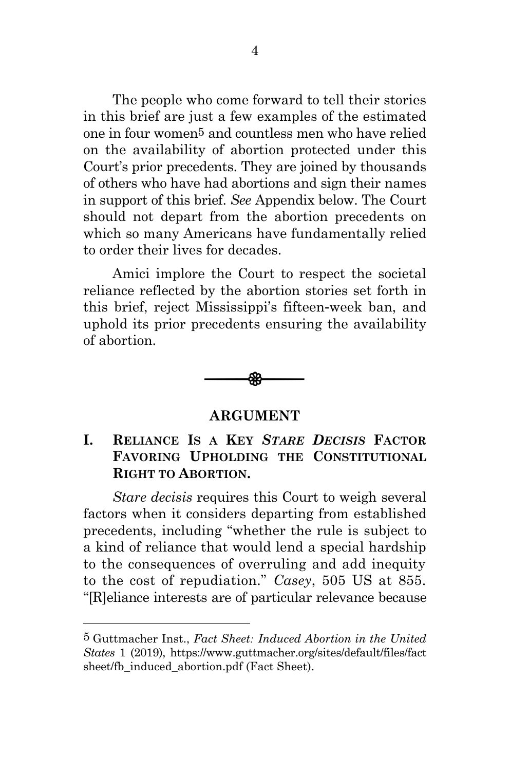The people who come forward to tell their stories in this brief are just a few examples of the estimated one in four women[5] and countless men who have relied on the availability of abortion protected under this Court's prior precedents. They are joined by thousands of others who have had abortions and sign their names in support of this brief. *See* Appendix below. The Court should not depart from the abortion precedents on which so many Americans have fundamentally relied to order their lives for decades.

Amici implore the Court to respect the societal reliance reflected by the abortion stories set forth in this brief, reject Mississippi's fifteen-week ban, and uphold its prior precedents ensuring the availability of abortion.

## ARGUMENT

### I. RELIANCE IS A KEY *STARE DECISIS* FACTOR FAVORING UPHOLDING THE CONSTITUTIONAL RIGHT TO ABORTION.

*Stare decisis* requires this Court to weigh several factors when it considers departing from established precedents, including "whether the rule is subject to a kind of reliance that would lend a special hardship to the consequences of overruling and add inequity to the cost of repudiation." *Casey*, 505 US at 855. "[R]eliance interests are of particular relevance because

---

[5] Guttmacher Inst., *Fact Sheet: Induced Abortion in the United States* 1 (2019), https://www.guttmacher.org/sites/default/files/factsheet/fb_induced_abortion.pdf (Fact Sheet).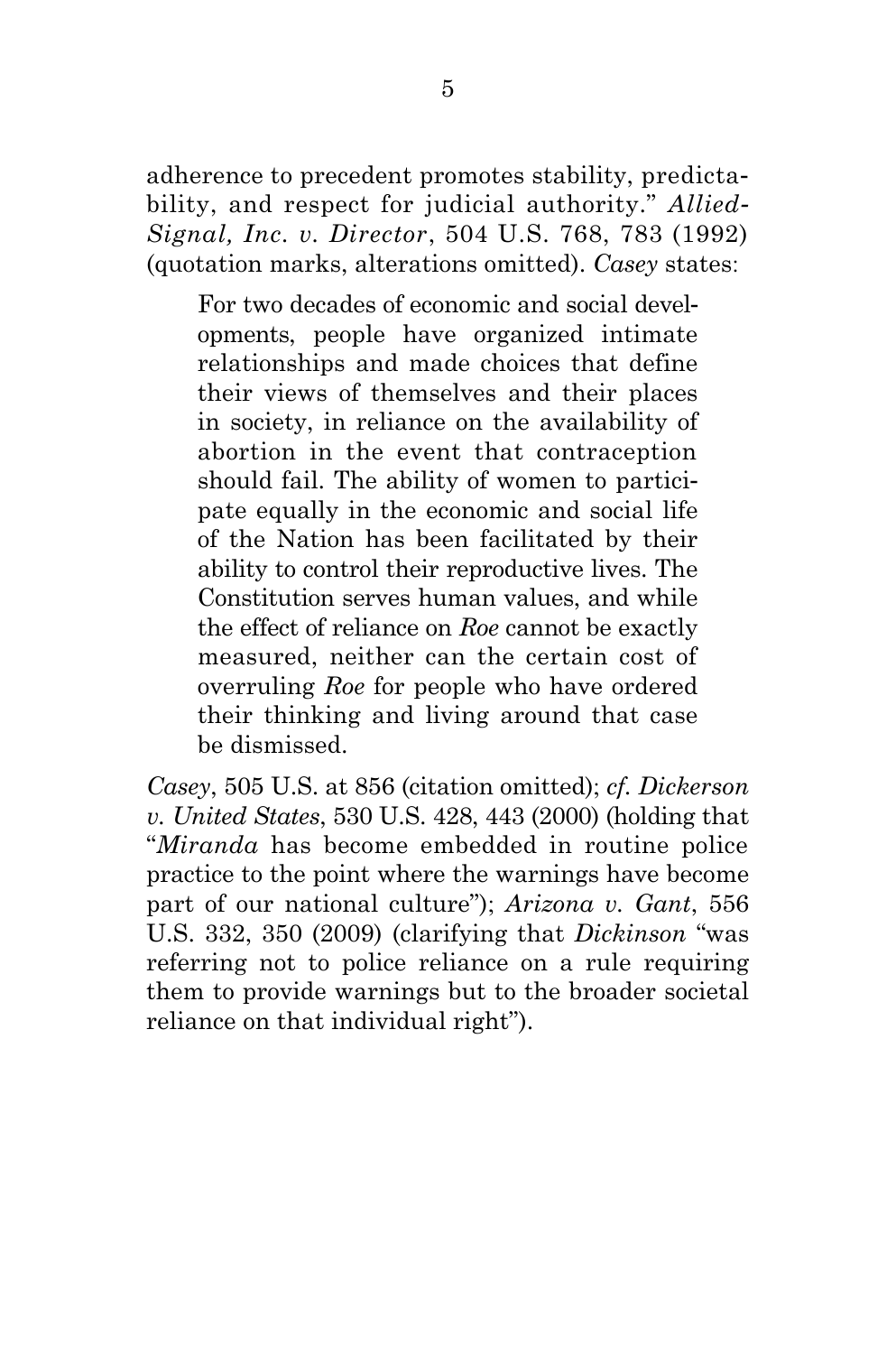adherence to precedent promotes stability, predictability, and respect for judicial authority." *Allied-Signal, Inc. v. Director*, 504 U.S. 768, 783 (1992) (quotation marks, alterations omitted). *Casey* states:

> For two decades of economic and social developments, people have organized intimate relationships and made choices that define their views of themselves and their places in society, in reliance on the availability of abortion in the event that contraception should fail. The ability of women to participate equally in the economic and social life of the Nation has been facilitated by their ability to control their reproductive lives. The Constitution serves human values, and while the effect of reliance on *Roe* cannot be exactly measured, neither can the certain cost of overruling *Roe* for people who have ordered their thinking and living around that case be dismissed.

*Casey*, 505 U.S. at 856 (citation omitted); *cf. Dickerson v. United States*, 530 U.S. 428, 443 (2000) (holding that "*Miranda* has become embedded in routine police practice to the point where the warnings have become part of our national culture"); *Arizona v. Gant*, 556 U.S. 332, 350 (2009) (clarifying that *Dickinson* "was referring not to police reliance on a rule requiring them to provide warnings but to the broader societal reliance on that individual right").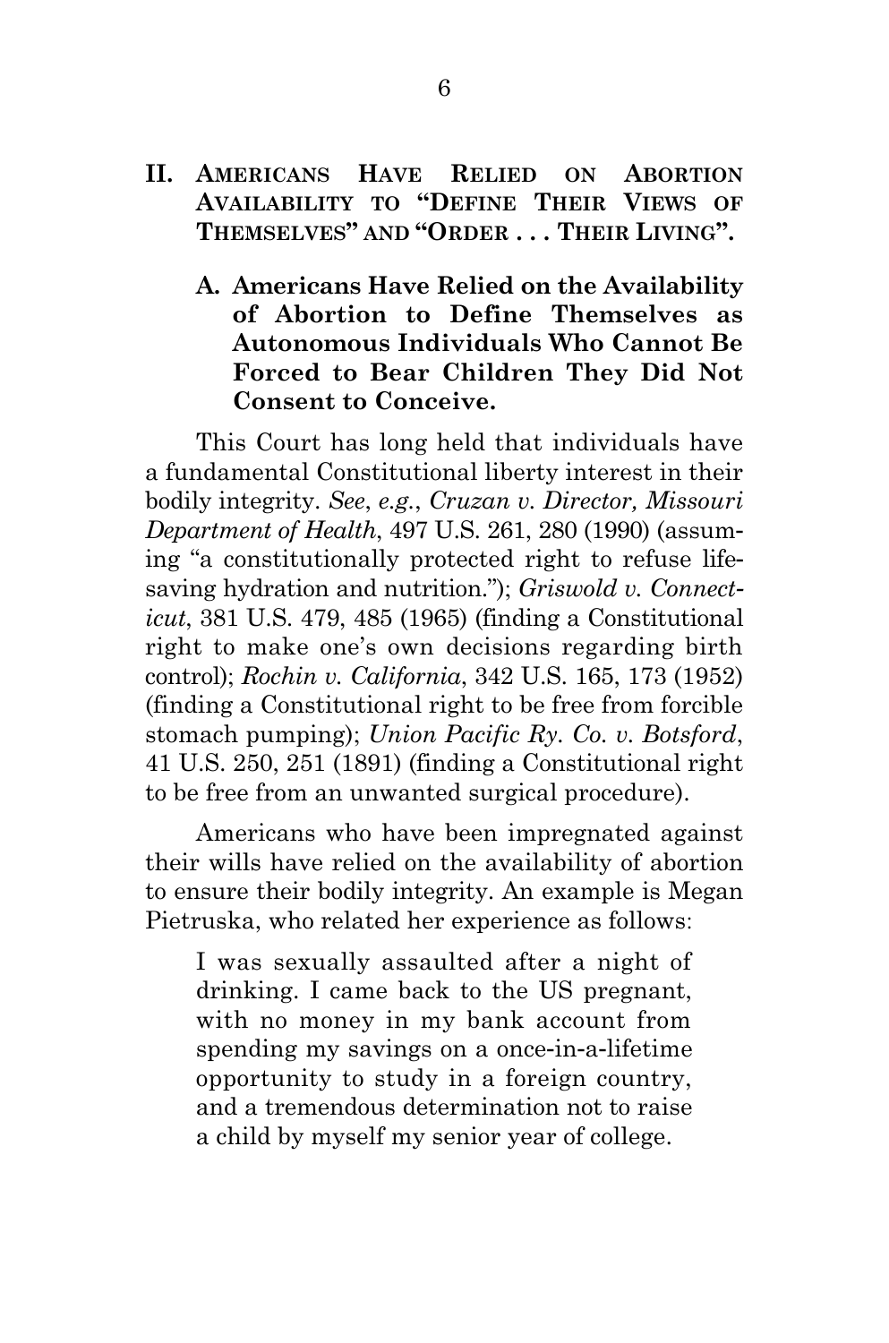## II. Americans Have Relied on Abortion Availability to "Define Their Views of Themselves" and "Order . . . Their Living".

### A. Americans Have Relied on the Availability of Abortion to Define Themselves as Autonomous Individuals Who Cannot Be Forced to Bear Children They Did Not Consent to Conceive.

This Court has long held that individuals have a fundamental Constitutional liberty interest in their bodily integrity. *See*, *e.g.*, *Cruzan v. Director, Missouri Department of Health*, 497 U.S. 261, 280 (1990) (assuming "a constitutionally protected right to refuse lifesaving hydration and nutrition."); *Griswold v. Connecticut*, 381 U.S. 479, 485 (1965) (finding a Constitutional right to make one's own decisions regarding birth control); *Rochin v. California*, 342 U.S. 165, 173 (1952) (finding a Constitutional right to be free from forcible stomach pumping); *Union Pacific Ry. Co. v. Botsford*, 41 U.S. 250, 251 (1891) (finding a Constitutional right to be free from an unwanted surgical procedure).

Americans who have been impregnated against their wills have relied on the availability of abortion to ensure their bodily integrity. An example is Megan Pietruska, who related her experience as follows:

> I was sexually assaulted after a night of drinking. I came back to the US pregnant, with no money in my bank account from spending my savings on a once-in-a-lifetime opportunity to study in a foreign country, and a tremendous determination not to raise a child by myself my senior year of college.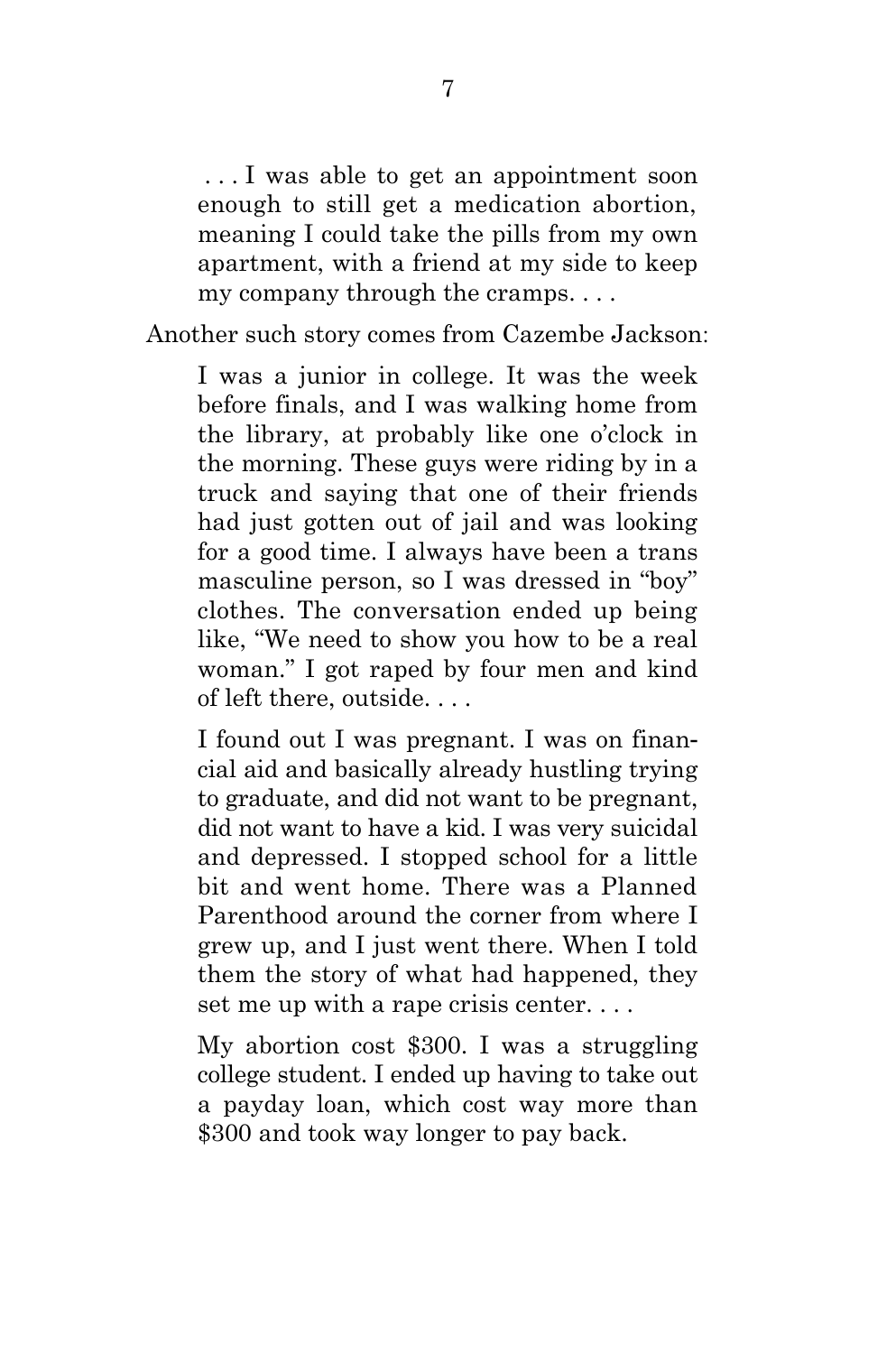> . . . I was able to get an appointment soon enough to still get a medication abortion, meaning I could take the pills from my own apartment, with a friend at my side to keep my company through the cramps. . . .

Another such story comes from Cazembe Jackson:

> I was a junior in college. It was the week before finals, and I was walking home from the library, at probably like one o'clock in the morning. These guys were riding by in a truck and saying that one of their friends had just gotten out of jail and was looking for a good time. I always have been a trans masculine person, so I was dressed in "boy" clothes. The conversation ended up being like, "We need to show you how to be a real woman." I got raped by four men and kind of left there, outside. . . .
>
> I found out I was pregnant. I was on financial aid and basically already hustling trying to graduate, and did not want to be pregnant, did not want to have a kid. I was very suicidal and depressed. I stopped school for a little bit and went home. There was a Planned Parenthood around the corner from where I grew up, and I just went there. When I told them the story of what had happened, they set me up with a rape crisis center. . . .
>
> My abortion cost $300. I was a struggling college student. I ended up having to take out a payday loan, which cost way more than $300 and took way longer to pay back.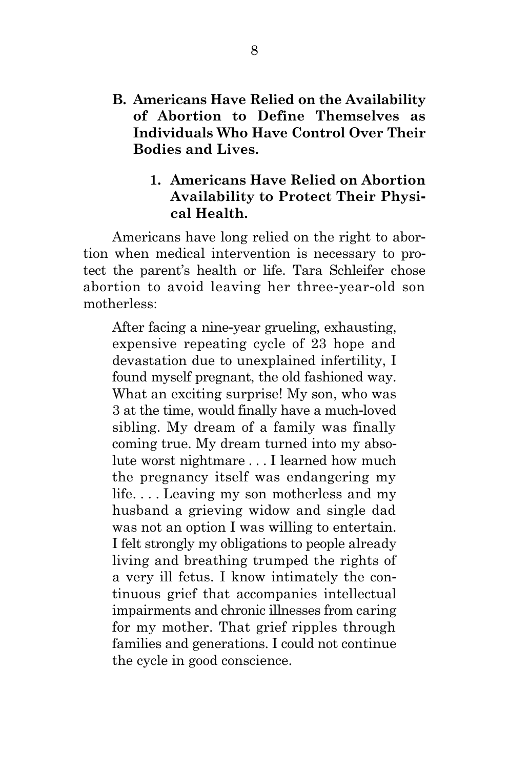### B. Americans Have Relied on the Availability of Abortion to Define Themselves as Individuals Who Have Control Over Their Bodies and Lives.

#### 1. Americans Have Relied on Abortion Availability to Protect Their Physical Health.

Americans have long relied on the right to abortion when medical intervention is necessary to protect the parent's health or life. Tara Schleifer chose abortion to avoid leaving her three-year-old son motherless:

> After facing a nine-year grueling, exhausting, expensive repeating cycle of 23 hope and devastation due to unexplained infertility, I found myself pregnant, the old fashioned way. What an exciting surprise! My son, who was 3 at the time, would finally have a much-loved sibling. My dream of a family was finally coming true. My dream turned into my absolute worst nightmare . . . I learned how much the pregnancy itself was endangering my life. . . . Leaving my son motherless and my husband a grieving widow and single dad was not an option I was willing to entertain. I felt strongly my obligations to people already living and breathing trumped the rights of a very ill fetus. I know intimately the continuous grief that accompanies intellectual impairments and chronic illnesses from caring for my mother. That grief ripples through families and generations. I could not continue the cycle in good conscience.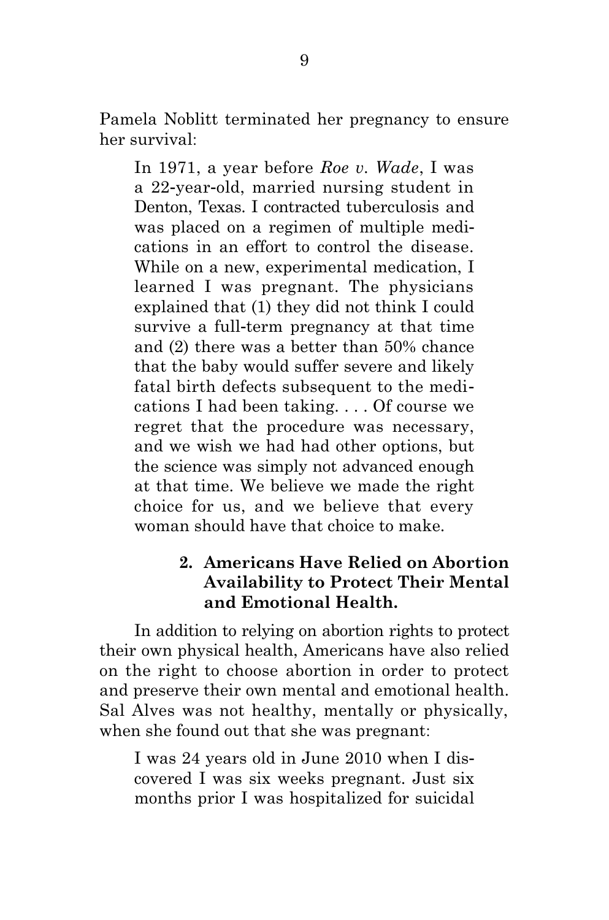Pamela Noblitt terminated her pregnancy to ensure her survival:

> In 1971, a year before *Roe v. Wade*, I was a 22-year-old, married nursing student in Denton, Texas. I contracted tuberculosis and was placed on a regimen of multiple medications in an effort to control the disease. While on a new, experimental medication, I learned I was pregnant. The physicians explained that (1) they did not think I could survive a full-term pregnancy at that time and (2) there was a better than 50% chance that the baby would suffer severe and likely fatal birth defects subsequent to the medications I had been taking. . . . Of course we regret that the procedure was necessary, and we wish we had had other options, but the science was simply not advanced enough at that time. We believe we made the right choice for us, and we believe that every woman should have that choice to make.

#### 2. Americans Have Relied on Abortion Availability to Protect Their Mental and Emotional Health.

In addition to relying on abortion rights to protect their own physical health, Americans have also relied on the right to choose abortion in order to protect and preserve their own mental and emotional health. Sal Alves was not healthy, mentally or physically, when she found out that she was pregnant:

> I was 24 years old in June 2010 when I discovered I was six weeks pregnant. Just six months prior I was hospitalized for suicidal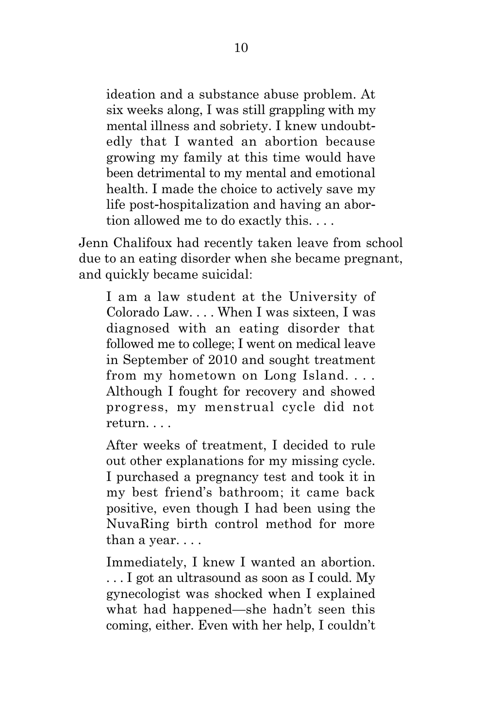> ideation and a substance abuse problem. At six weeks along, I was still grappling with my mental illness and sobriety. I knew undoubtedly that I wanted an abortion because growing my family at this time would have been detrimental to my mental and emotional health. I made the choice to actively save my life post-hospitalization and having an abortion allowed me to do exactly this. . . .

Jenn Chalifoux had recently taken leave from school due to an eating disorder when she became pregnant, and quickly became suicidal:

> I am a law student at the University of Colorado Law. . . . When I was sixteen, I was diagnosed with an eating disorder that followed me to college; I went on medical leave in September of 2010 and sought treatment from my hometown on Long Island. . . . Although I fought for recovery and showed progress, my menstrual cycle did not return. . . .
>
> After weeks of treatment, I decided to rule out other explanations for my missing cycle. I purchased a pregnancy test and took it in my best friend's bathroom; it came back positive, even though I had been using the NuvaRing birth control method for more than a year. . . .
>
> Immediately, I knew I wanted an abortion. . . . I got an ultrasound as soon as I could. My gynecologist was shocked when I explained what had happened—she hadn't seen this coming, either. Even with her help, I couldn't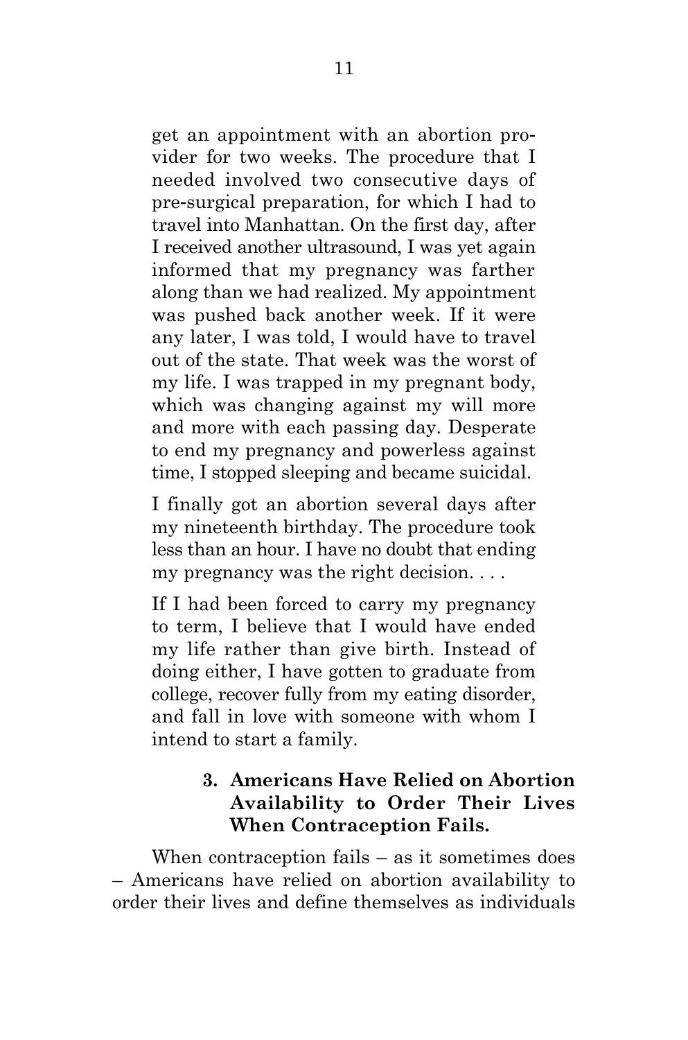> get an appointment with an abortion provider for two weeks. The procedure that I needed involved two consecutive days of pre-surgical preparation, for which I had to travel into Manhattan. On the first day, after I received another ultrasound, I was yet again informed that my pregnancy was farther along than we had realized. My appointment was pushed back another week. If it were any later, I was told, I would have to travel out of the state. That week was the worst of my life. I was trapped in my pregnant body, which was changing against my will more and more with each passing day. Desperate to end my pregnancy and powerless against time, I stopped sleeping and became suicidal.
>
> I finally got an abortion several days after my nineteenth birthday. The procedure took less than an hour. I have no doubt that ending my pregnancy was the right decision. . . .
>
> If I had been forced to carry my pregnancy to term, I believe that I would have ended my life rather than give birth. Instead of doing either, I have gotten to graduate from college, recover fully from my eating disorder, and fall in love with someone with whom I intend to start a family.

### 3. Americans Have Relied on Abortion Availability to Order Their Lives When Contraception Fails.

When contraception fails – as it sometimes does – Americans have relied on abortion availability to order their lives and define themselves as individuals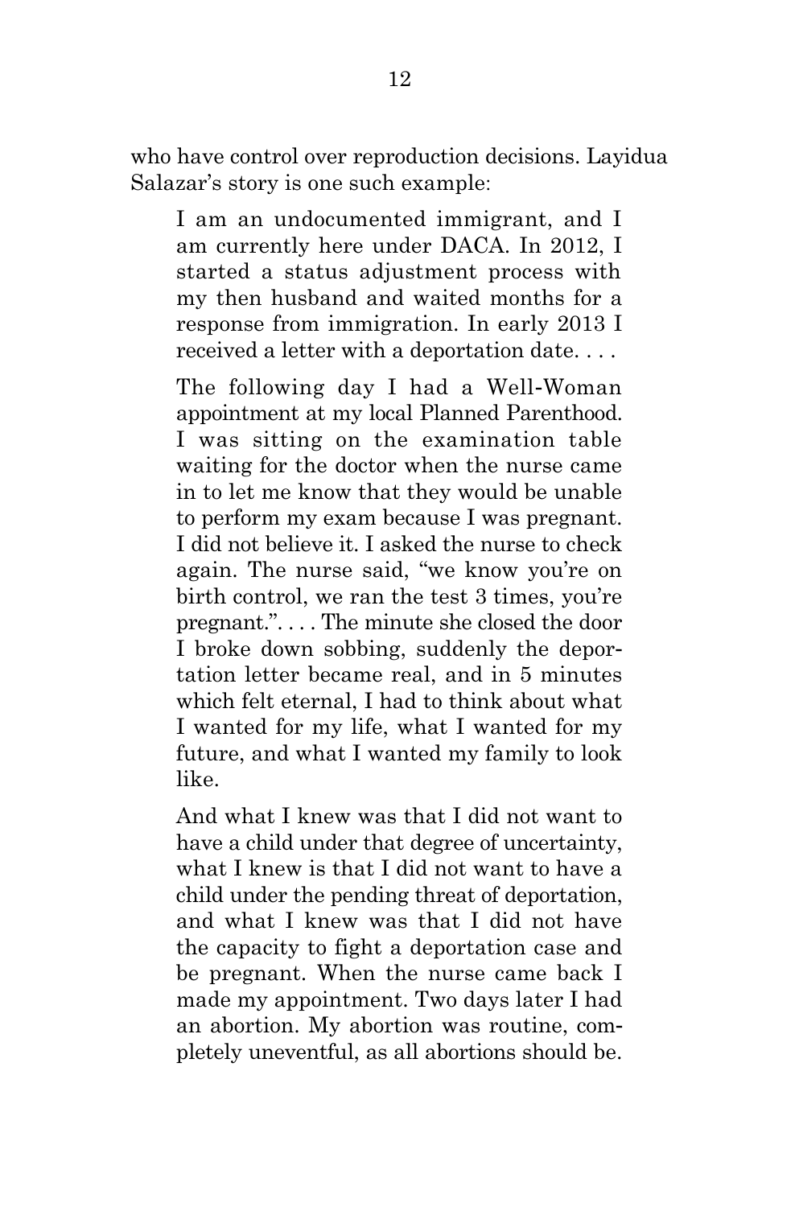who have control over reproduction decisions. Layidua Salazar's story is one such example:

> I am an undocumented immigrant, and I am currently here under DACA. In 2012, I started a status adjustment process with my then husband and waited months for a response from immigration. In early 2013 I received a letter with a deportation date. . . .
>
> The following day I had a Well-Woman appointment at my local Planned Parenthood. I was sitting on the examination table waiting for the doctor when the nurse came in to let me know that they would be unable to perform my exam because I was pregnant. I did not believe it. I asked the nurse to check again. The nurse said, "we know you're on birth control, we ran the test 3 times, you're pregnant.". . . . The minute she closed the door I broke down sobbing, suddenly the deportation letter became real, and in 5 minutes which felt eternal, I had to think about what I wanted for my life, what I wanted for my future, and what I wanted my family to look like.
>
> And what I knew was that I did not want to have a child under that degree of uncertainty, what I knew is that I did not want to have a child under the pending threat of deportation, and what I knew was that I did not have the capacity to fight a deportation case and be pregnant. When the nurse came back I made my appointment. Two days later I had an abortion. My abortion was routine, completely uneventful, as all abortions should be.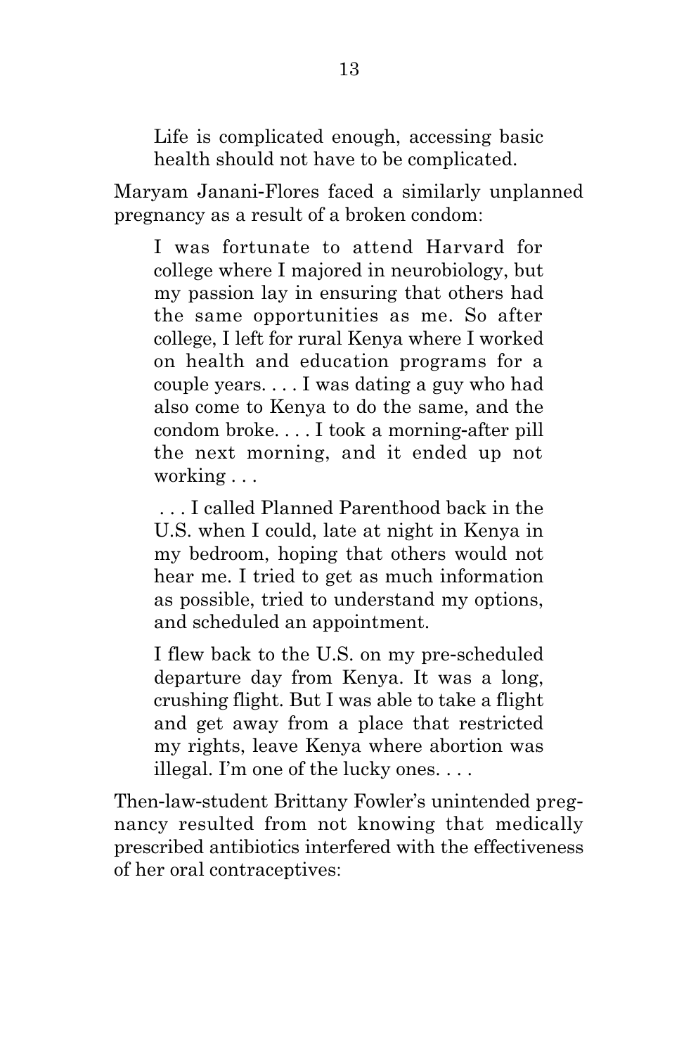> Life is complicated enough, accessing basic health should not have to be complicated.

Maryam Janani-Flores faced a similarly unplanned pregnancy as a result of a broken condom:

> I was fortunate to attend Harvard for college where I majored in neurobiology, but my passion lay in ensuring that others had the same opportunities as me. So after college, I left for rural Kenya where I worked on health and education programs for a couple years. . . . I was dating a guy who had also come to Kenya to do the same, and the condom broke. . . . I took a morning-after pill the next morning, and it ended up not working . . .
>
> . . . I called Planned Parenthood back in the U.S. when I could, late at night in Kenya in my bedroom, hoping that others would not hear me. I tried to get as much information as possible, tried to understand my options, and scheduled an appointment.
>
> I flew back to the U.S. on my pre-scheduled departure day from Kenya. It was a long, crushing flight. But I was able to take a flight and get away from a place that restricted my rights, leave Kenya where abortion was illegal. I'm one of the lucky ones. . . .

Then-law-student Brittany Fowler's unintended pregnancy resulted from not knowing that medically prescribed antibiotics interfered with the effectiveness of her oral contraceptives: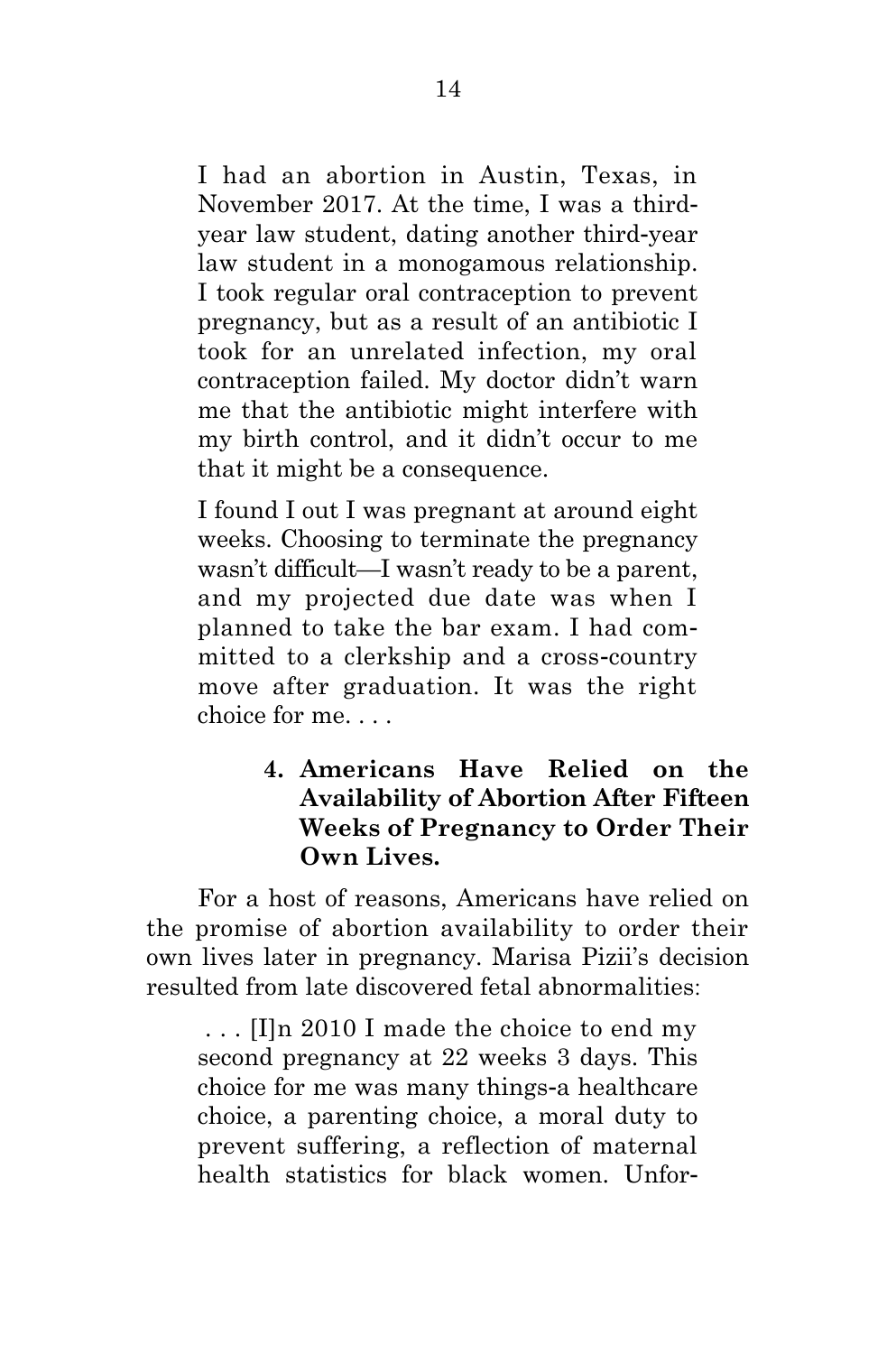> I had an abortion in Austin, Texas, in November 2017. At the time, I was a third-year law student, dating another third-year law student in a monogamous relationship. I took regular oral contraception to prevent pregnancy, but as a result of an antibiotic I took for an unrelated infection, my oral contraception failed. My doctor didn't warn me that the antibiotic might interfere with my birth control, and it didn't occur to me that it might be a consequence.
>
> I found I out I was pregnant at around eight weeks. Choosing to terminate the pregnancy wasn't difficult—I wasn't ready to be a parent, and my projected due date was when I planned to take the bar exam. I had committed to a clerkship and a cross-country move after graduation. It was the right choice for me. . . .

#### 4. Americans Have Relied on the Availability of Abortion After Fifteen Weeks of Pregnancy to Order Their Own Lives.

For a host of reasons, Americans have relied on the promise of abortion availability to order their own lives later in pregnancy. Marisa Pizii's decision resulted from late discovered fetal abnormalities:

> . . . [I]n 2010 I made the choice to end my second pregnancy at 22 weeks 3 days. This choice for me was many things-a healthcare choice, a parenting choice, a moral duty to prevent suffering, a reflection of maternal health statistics for black women. Unfor-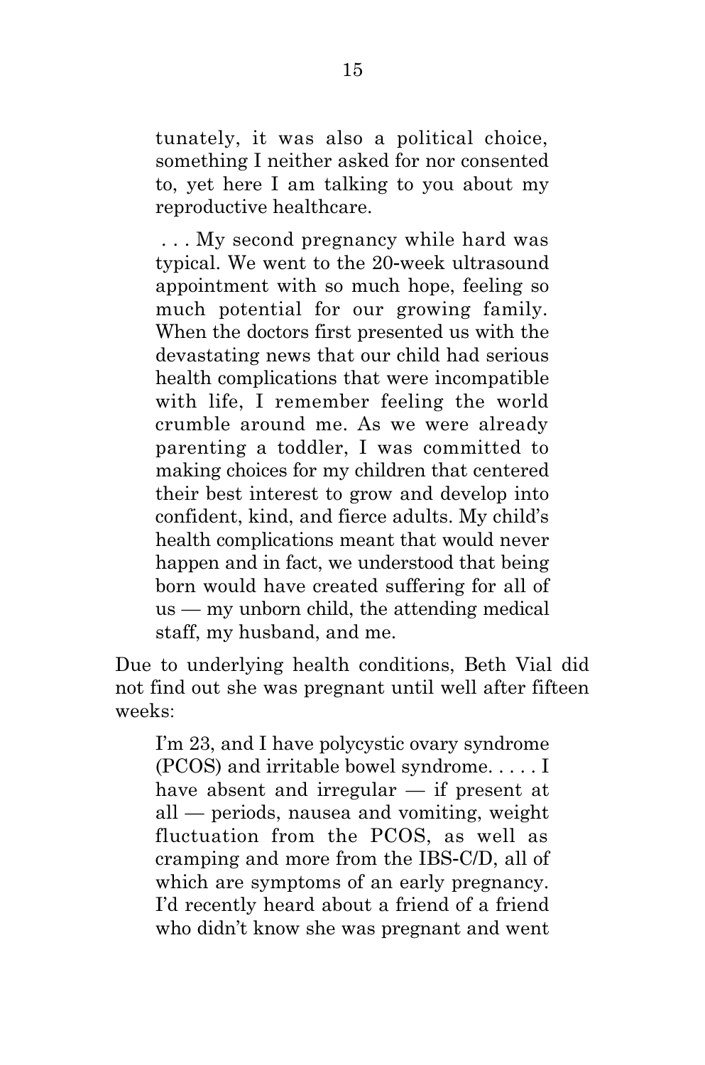> tunately, it was also a political choice, something I neither asked for nor consented to, yet here I am talking to you about my reproductive healthcare.
>
> . . . My second pregnancy while hard was typical. We went to the 20-week ultrasound appointment with so much hope, feeling so much potential for our growing family. When the doctors first presented us with the devastating news that our child had serious health complications that were incompatible with life, I remember feeling the world crumble around me. As we were already parenting a toddler, I was committed to making choices for my children that centered their best interest to grow and develop into confident, kind, and fierce adults. My child's health complications meant that would never happen and in fact, we understood that being born would have created suffering for all of us — my unborn child, the attending medical staff, my husband, and me.

Due to underlying health conditions, Beth Vial did not find out she was pregnant until well after fifteen weeks:

> I'm 23, and I have polycystic ovary syndrome (PCOS) and irritable bowel syndrome. . . . . I have absent and irregular — if present at all — periods, nausea and vomiting, weight fluctuation from the PCOS, as well as cramping and more from the IBS-C/D, all of which are symptoms of an early pregnancy. I'd recently heard about a friend of a friend who didn't know she was pregnant and went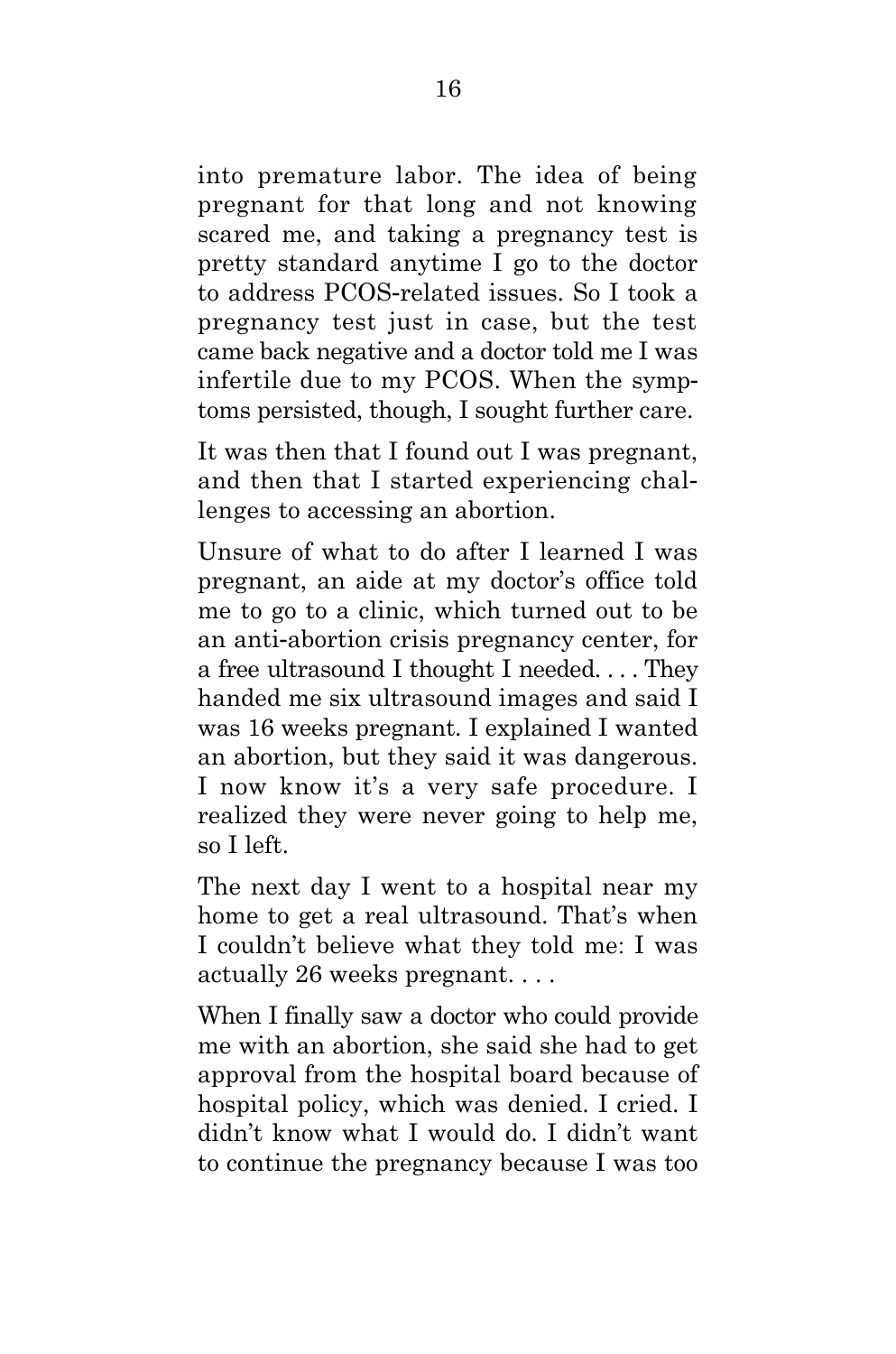into premature labor. The idea of being pregnant for that long and not knowing scared me, and taking a pregnancy test is pretty standard anytime I go to the doctor to address PCOS-related issues. So I took a pregnancy test just in case, but the test came back negative and a doctor told me I was infertile due to my PCOS. When the symptoms persisted, though, I sought further care.

It was then that I found out I was pregnant, and then that I started experiencing challenges to accessing an abortion.

Unsure of what to do after I learned I was pregnant, an aide at my doctor's office told me to go to a clinic, which turned out to be an anti-abortion crisis pregnancy center, for a free ultrasound I thought I needed. . . . They handed me six ultrasound images and said I was 16 weeks pregnant. I explained I wanted an abortion, but they said it was dangerous. I now know it's a very safe procedure. I realized they were never going to help me, so I left.

The next day I went to a hospital near my home to get a real ultrasound. That's when I couldn't believe what they told me: I was actually 26 weeks pregnant. . . .

When I finally saw a doctor who could provide me with an abortion, she said she had to get approval from the hospital board because of hospital policy, which was denied. I cried. I didn't know what I would do. I didn't want to continue the pregnancy because I was too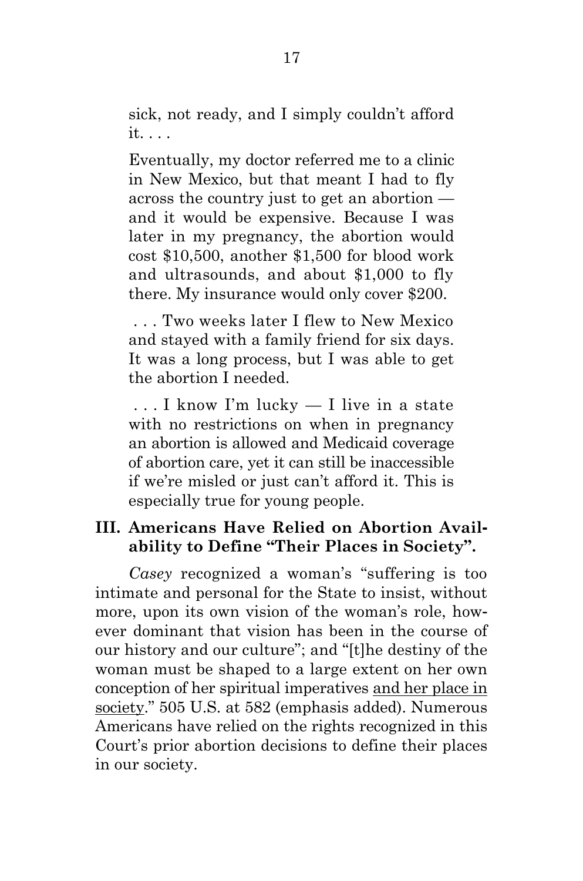> sick, not ready, and I simply couldn't afford it. . . .
>
> Eventually, my doctor referred me to a clinic in New Mexico, but that meant I had to fly across the country just to get an abortion — and it would be expensive. Because I was later in my pregnancy, the abortion would cost $10,500, another $1,500 for blood work and ultrasounds, and about $1,000 to fly there. My insurance would only cover $200.
>
> . . . Two weeks later I flew to New Mexico and stayed with a family friend for six days. It was a long process, but I was able to get the abortion I needed.
>
> . . . I know I'm lucky — I live in a state with no restrictions on when in pregnancy an abortion is allowed and Medicaid coverage of abortion care, yet it can still be inaccessible if we're misled or just can't afford it. This is especially true for young people.

### III. Americans Have Relied on Abortion Availability to Define "Their Places in Society".

*Casey* recognized a woman's "suffering is too intimate and personal for the State to insist, without more, upon its own vision of the woman's role, however dominant that vision has been in the course of our history and our culture"; and "[t]he destiny of the woman must be shaped to a large extent on her own conception of her spiritual imperatives <u>and her place in society</u>." 505 U.S. at 582 (emphasis added). Numerous Americans have relied on the rights recognized in this Court's prior abortion decisions to define their places in our society.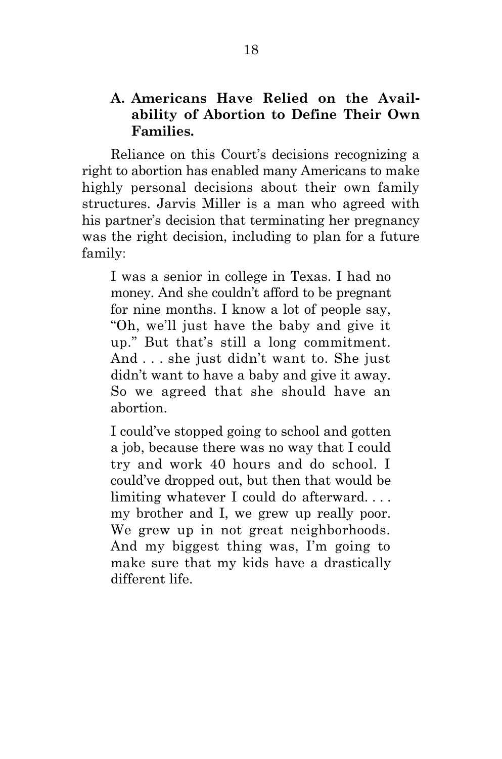### A. Americans Have Relied on the Availability of Abortion to Define Their Own Families.

Reliance on this Court's decisions recognizing a right to abortion has enabled many Americans to make highly personal decisions about their own family structures. Jarvis Miller is a man who agreed with his partner's decision that terminating her pregnancy was the right decision, including to plan for a future family:

> I was a senior in college in Texas. I had no money. And she couldn't afford to be pregnant for nine months. I know a lot of people say, "Oh, we'll just have the baby and give it up." But that's still a long commitment. And . . . she just didn't want to. She just didn't want to have a baby and give it away. So we agreed that she should have an abortion.
>
> I could've stopped going to school and gotten a job, because there was no way that I could try and work 40 hours and do school. I could've dropped out, but then that would be limiting whatever I could do afterward. . . . my brother and I, we grew up really poor. We grew up in not great neighborhoods. And my biggest thing was, I'm going to make sure that my kids have a drastically different life.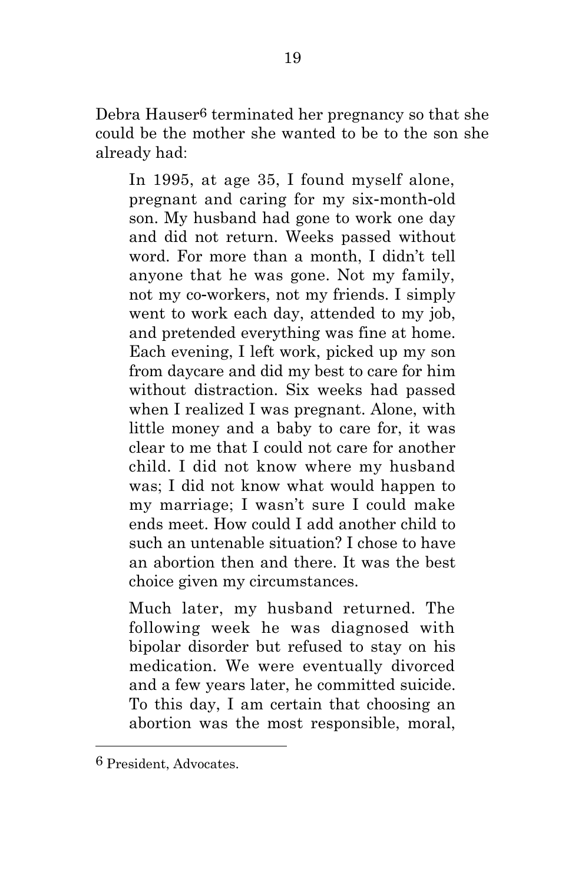Debra Hauser[6] terminated her pregnancy so that she could be the mother she wanted to be to the son she already had:

> In 1995, at age 35, I found myself alone, pregnant and caring for my six-month-old son. My husband had gone to work one day and did not return. Weeks passed without word. For more than a month, I didn't tell anyone that he was gone. Not my family, not my co-workers, not my friends. I simply went to work each day, attended to my job, and pretended everything was fine at home. Each evening, I left work, picked up my son from daycare and did my best to care for him without distraction. Six weeks had passed when I realized I was pregnant. Alone, with little money and a baby to care for, it was clear to me that I could not care for another child. I did not know where my husband was; I did not know what would happen to my marriage; I wasn't sure I could make ends meet. How could I add another child to such an untenable situation? I chose to have an abortion then and there. It was the best choice given my circumstances.
>
> Much later, my husband returned. The following week he was diagnosed with bipolar disorder but refused to stay on his medication. We were eventually divorced and a few years later, he committed suicide. To this day, I am certain that choosing an abortion was the most responsible, moral,

[6] President, Advocates.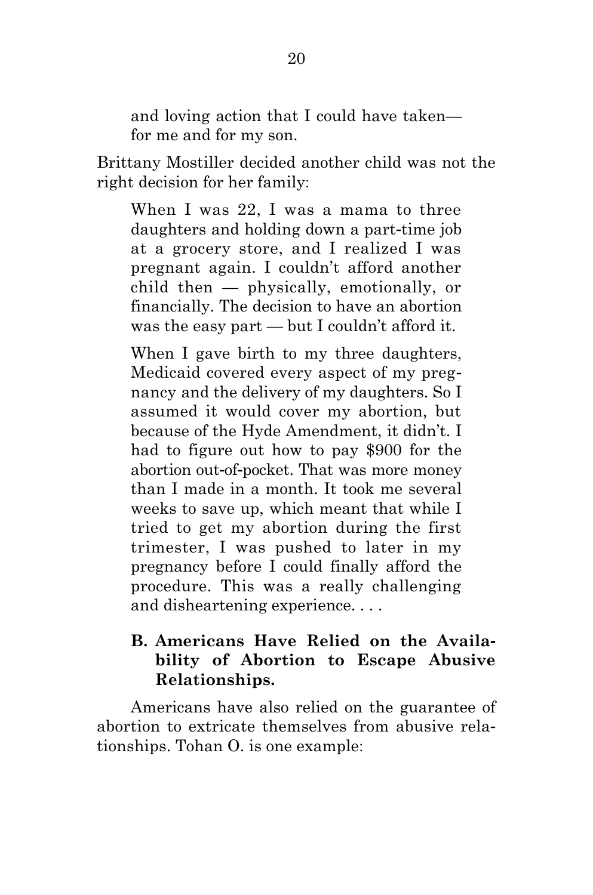> and loving action that I could have taken—for me and for my son.

Brittany Mostiller decided another child was not the right decision for her family:

> When I was 22, I was a mama to three daughters and holding down a part-time job at a grocery store, and I realized I was pregnant again. I couldn't afford another child then — physically, emotionally, or financially. The decision to have an abortion was the easy part — but I couldn't afford it.
>
> When I gave birth to my three daughters, Medicaid covered every aspect of my pregnancy and the delivery of my daughters. So I assumed it would cover my abortion, but because of the Hyde Amendment, it didn't. I had to figure out how to pay $900 for the abortion out-of-pocket. That was more money than I made in a month. It took me several weeks to save up, which meant that while I tried to get my abortion during the first trimester, I was pushed to later in my pregnancy before I could finally afford the procedure. This was a really challenging and disheartening experience. . . .

### B. Americans Have Relied on the Availability of Abortion to Escape Abusive Relationships.

Americans have also relied on the guarantee of abortion to extricate themselves from abusive relationships. Tohan O. is one example: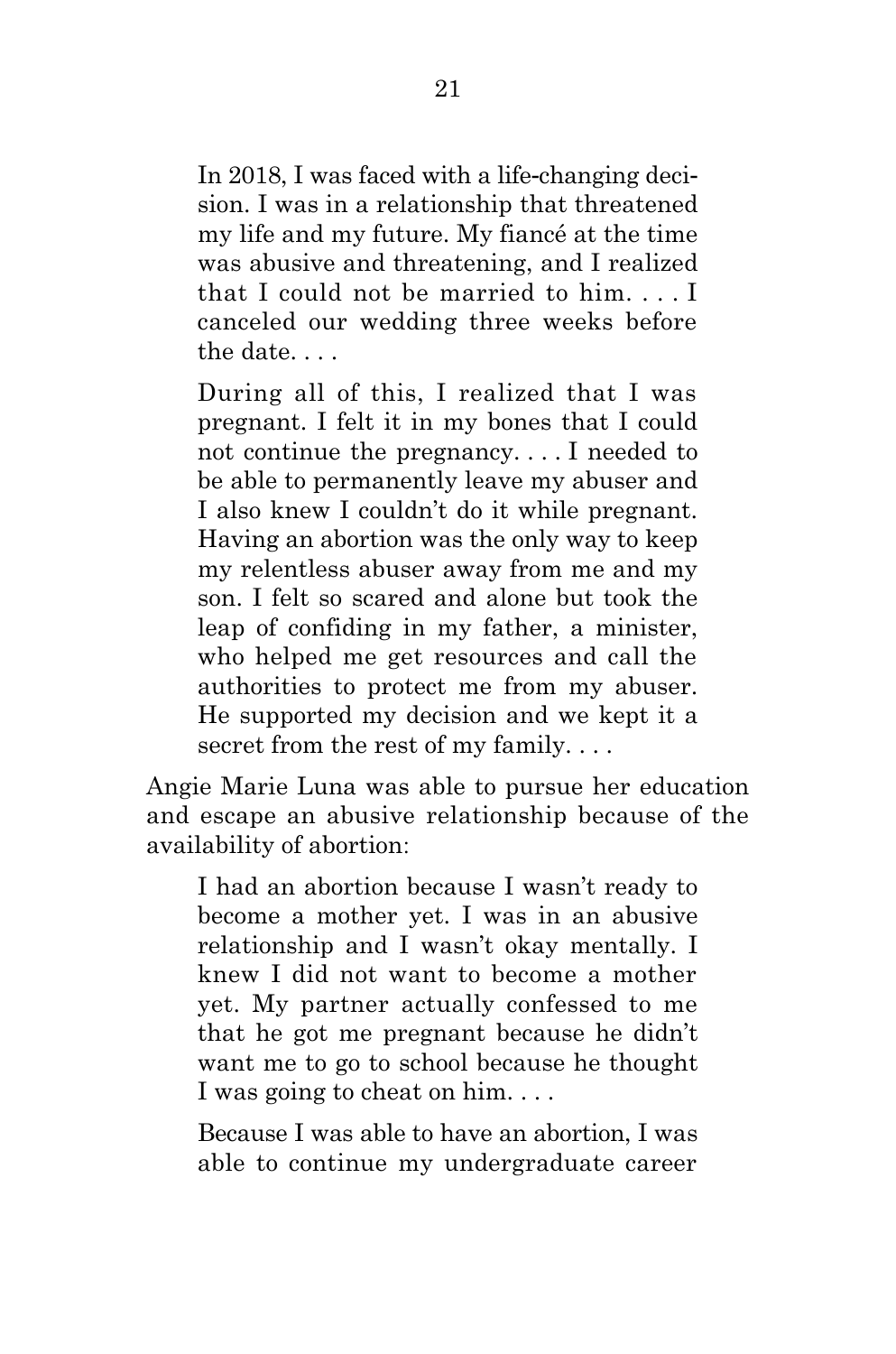> In 2018, I was faced with a life-changing decision. I was in a relationship that threatened my life and my future. My fiancé at the time was abusive and threatening, and I realized that I could not be married to him. . . . I canceled our wedding three weeks before the date. . . .
>
> During all of this, I realized that I was pregnant. I felt it in my bones that I could not continue the pregnancy. . . . I needed to be able to permanently leave my abuser and I also knew I couldn't do it while pregnant. Having an abortion was the only way to keep my relentless abuser away from me and my son. I felt so scared and alone but took the leap of confiding in my father, a minister, who helped me get resources and call the authorities to protect me from my abuser. He supported my decision and we kept it a secret from the rest of my family. . . .

Angie Marie Luna was able to pursue her education and escape an abusive relationship because of the availability of abortion:

> I had an abortion because I wasn't ready to become a mother yet. I was in an abusive relationship and I wasn't okay mentally. I knew I did not want to become a mother yet. My partner actually confessed to me that he got me pregnant because he didn't want me to go to school because he thought I was going to cheat on him. . . .
>
> Because I was able to have an abortion, I was able to continue my undergraduate career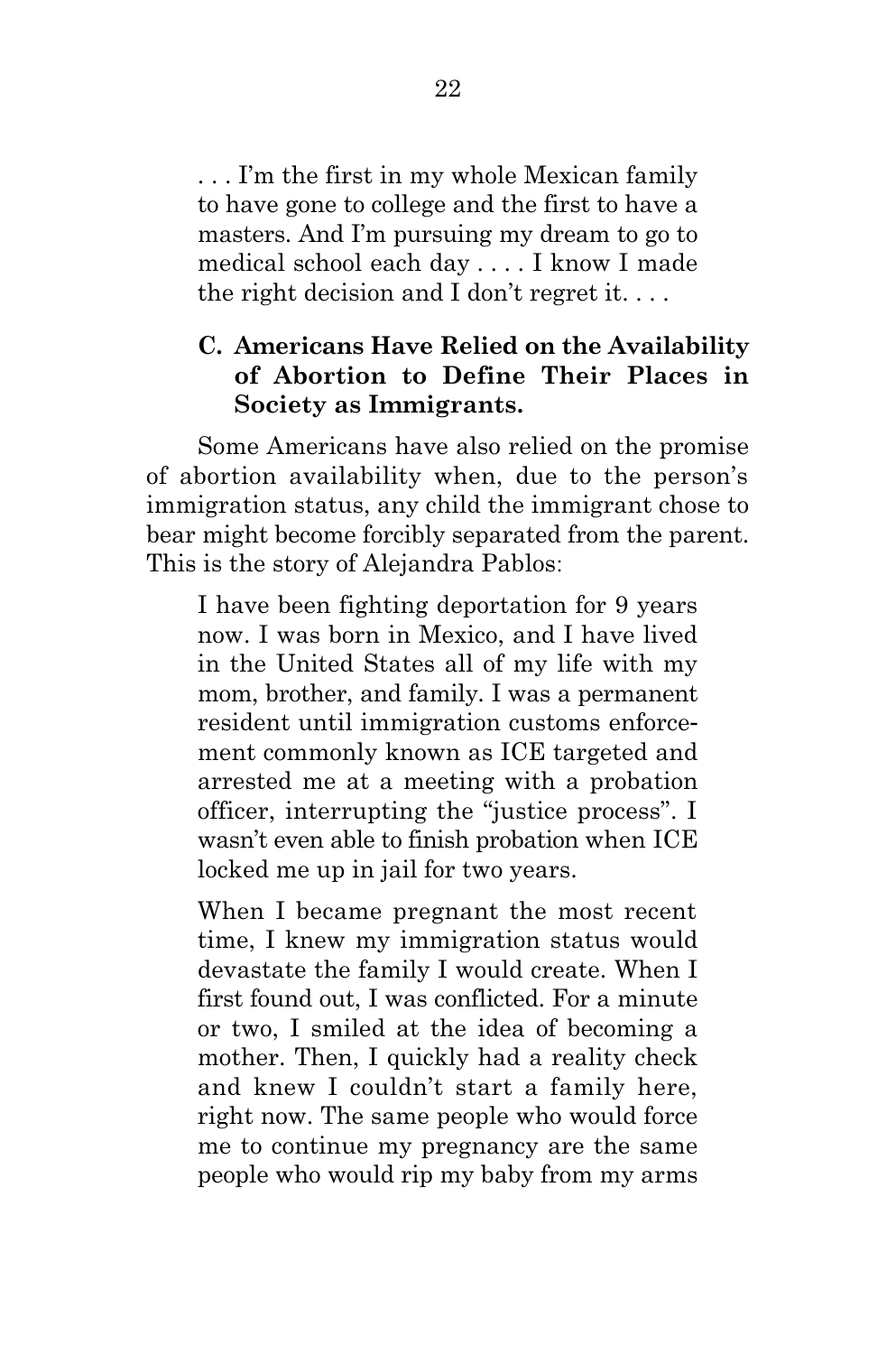> . . . I'm the first in my whole Mexican family to have gone to college and the first to have a masters. And I'm pursuing my dream to go to medical school each day . . . . I know I made the right decision and I don't regret it. . . .

### C. Americans Have Relied on the Availability of Abortion to Define Their Places in Society as Immigrants.

Some Americans have also relied on the promise of abortion availability when, due to the person's immigration status, any child the immigrant chose to bear might become forcibly separated from the parent. This is the story of Alejandra Pablos:

> I have been fighting deportation for 9 years now. I was born in Mexico, and I have lived in the United States all of my life with my mom, brother, and family. I was a permanent resident until immigration customs enforcement commonly known as ICE targeted and arrested me at a meeting with a probation officer, interrupting the "justice process". I wasn't even able to finish probation when ICE locked me up in jail for two years.
>
> When I became pregnant the most recent time, I knew my immigration status would devastate the family I would create. When I first found out, I was conflicted. For a minute or two, I smiled at the idea of becoming a mother. Then, I quickly had a reality check and knew I couldn't start a family here, right now. The same people who would force me to continue my pregnancy are the same people who would rip my baby from my arms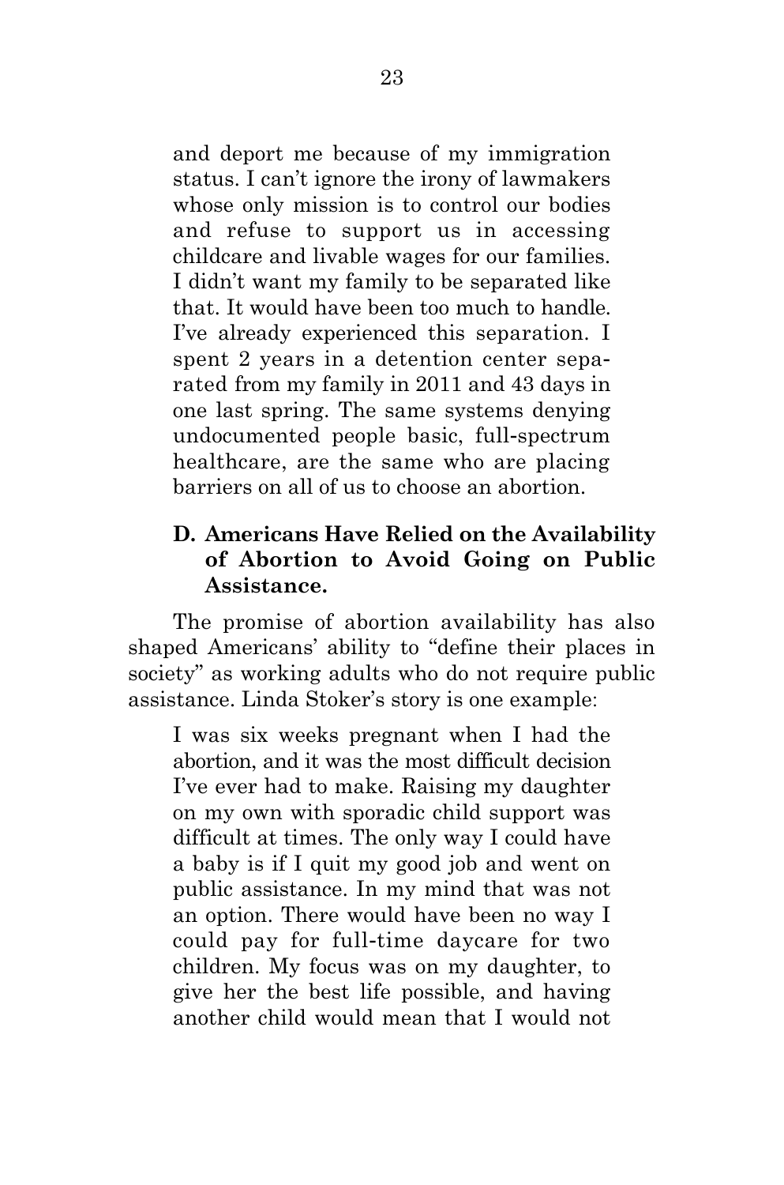> and deport me because of my immigration status. I can't ignore the irony of lawmakers whose only mission is to control our bodies and refuse to support us in accessing childcare and livable wages for our families. I didn't want my family to be separated like that. It would have been too much to handle. I've already experienced this separation. I spent 2 years in a detention center separated from my family in 2011 and 43 days in one last spring. The same systems denying undocumented people basic, full-spectrum healthcare, are the same who are placing barriers on all of us to choose an abortion.

### D. Americans Have Relied on the Availability of Abortion to Avoid Going on Public Assistance.

The promise of abortion availability has also shaped Americans' ability to "define their places in society" as working adults who do not require public assistance. Linda Stoker's story is one example:

> I was six weeks pregnant when I had the abortion, and it was the most difficult decision I've ever had to make. Raising my daughter on my own with sporadic child support was difficult at times. The only way I could have a baby is if I quit my good job and went on public assistance. In my mind that was not an option. There would have been no way I could pay for full-time daycare for two children. My focus was on my daughter, to give her the best life possible, and having another child would mean that I would not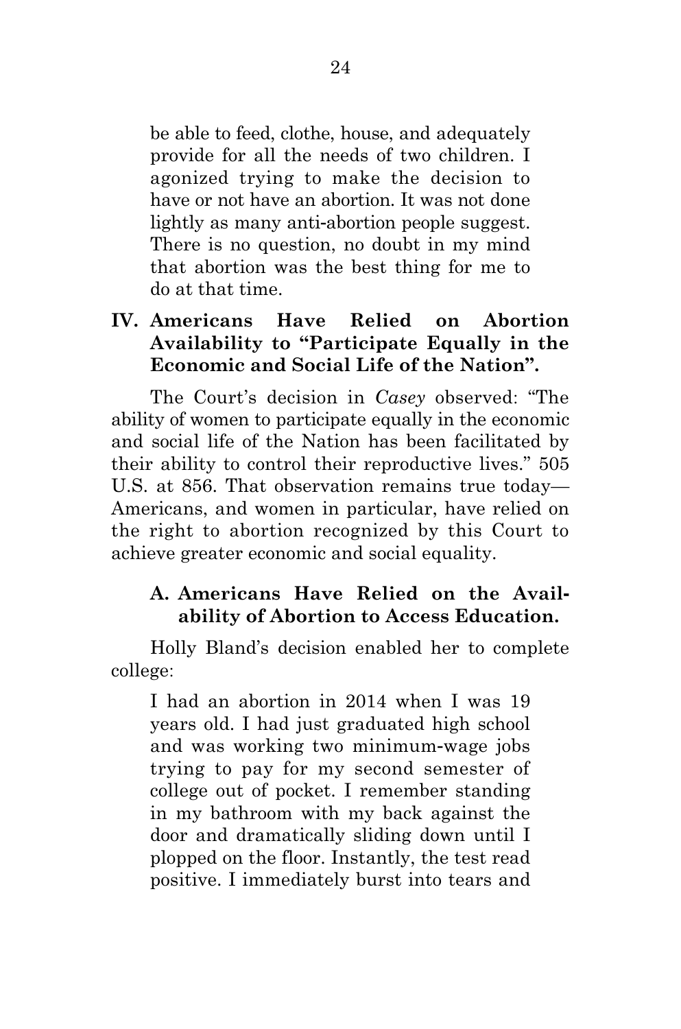> be able to feed, clothe, house, and adequately provide for all the needs of two children. I agonized trying to make the decision to have or not have an abortion. It was not done lightly as many anti-abortion people suggest. There is no question, no doubt in my mind that abortion was the best thing for me to do at that time.

## IV. Americans Have Relied on Abortion Availability to "Participate Equally in the Economic and Social Life of the Nation".

The Court's decision in *Casey* observed: "The ability of women to participate equally in the economic and social life of the Nation has been facilitated by their ability to control their reproductive lives." 505 U.S. at 856. That observation remains true today—Americans, and women in particular, have relied on the right to abortion recognized by this Court to achieve greater economic and social equality.

### A. Americans Have Relied on the Availability of Abortion to Access Education.

Holly Bland's decision enabled her to complete college:

> I had an abortion in 2014 when I was 19 years old. I had just graduated high school and was working two minimum-wage jobs trying to pay for my second semester of college out of pocket. I remember standing in my bathroom with my back against the door and dramatically sliding down until I plopped on the floor. Instantly, the test read positive. I immediately burst into tears and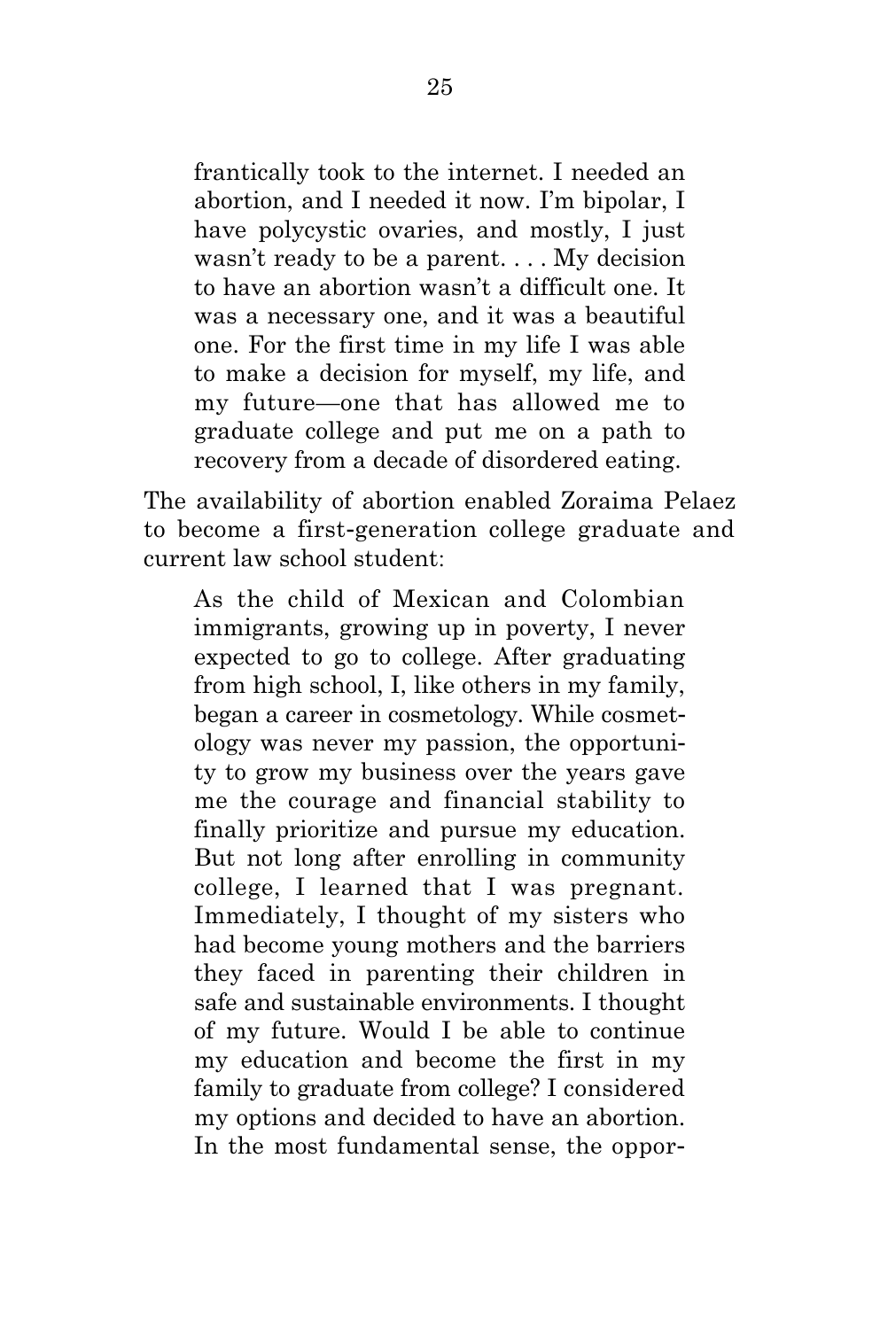> frantically took to the internet. I needed an abortion, and I needed it now. I'm bipolar, I have polycystic ovaries, and mostly, I just wasn't ready to be a parent. . . . My decision to have an abortion wasn't a difficult one. It was a necessary one, and it was a beautiful one. For the first time in my life I was able to make a decision for myself, my life, and my future—one that has allowed me to graduate college and put me on a path to recovery from a decade of disordered eating.

The availability of abortion enabled Zoraima Pelaez to become a first-generation college graduate and current law school student:

> As the child of Mexican and Colombian immigrants, growing up in poverty, I never expected to go to college. After graduating from high school, I, like others in my family, began a career in cosmetology. While cosmetology was never my passion, the opportunity to grow my business over the years gave me the courage and financial stability to finally prioritize and pursue my education. But not long after enrolling in community college, I learned that I was pregnant. Immediately, I thought of my sisters who had become young mothers and the barriers they faced in parenting their children in safe and sustainable environments. I thought of my future. Would I be able to continue my education and become the first in my family to graduate from college? I considered my options and decided to have an abortion. In the most fundamental sense, the oppor-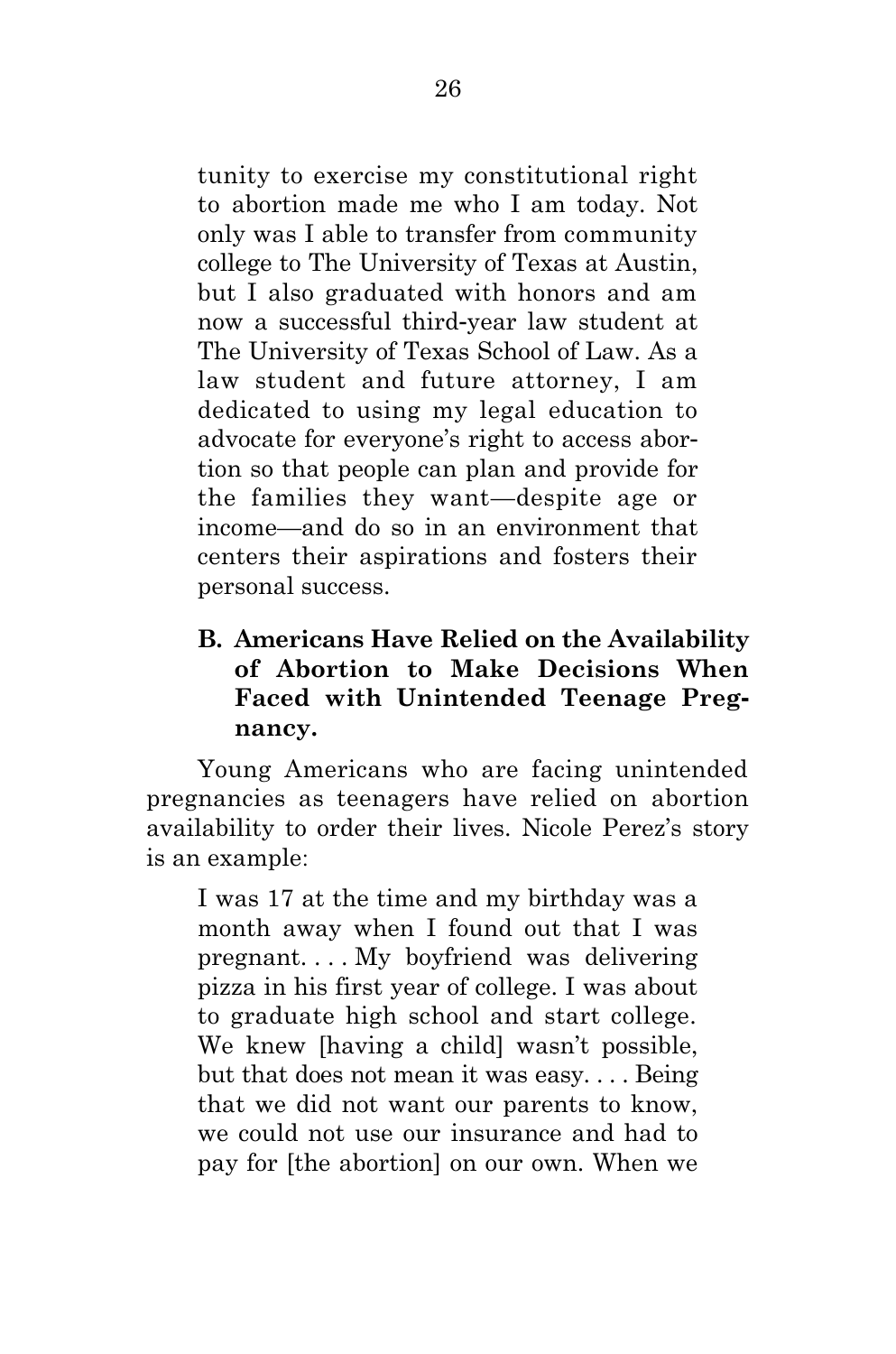> tunity to exercise my constitutional right to abortion made me who I am today. Not only was I able to transfer from community college to The University of Texas at Austin, but I also graduated with honors and am now a successful third-year law student at The University of Texas School of Law. As a law student and future attorney, I am dedicated to using my legal education to advocate for everyone's right to access abortion so that people can plan and provide for the families they want—despite age or income—and do so in an environment that centers their aspirations and fosters their personal success.

### B. Americans Have Relied on the Availability of Abortion to Make Decisions When Faced with Unintended Teenage Pregnancy.

Young Americans who are facing unintended pregnancies as teenagers have relied on abortion availability to order their lives. Nicole Perez's story is an example:

> I was 17 at the time and my birthday was a month away when I found out that I was pregnant. . . . My boyfriend was delivering pizza in his first year of college. I was about to graduate high school and start college. We knew [having a child] wasn't possible, but that does not mean it was easy. . . . Being that we did not want our parents to know, we could not use our insurance and had to pay for [the abortion] on our own. When we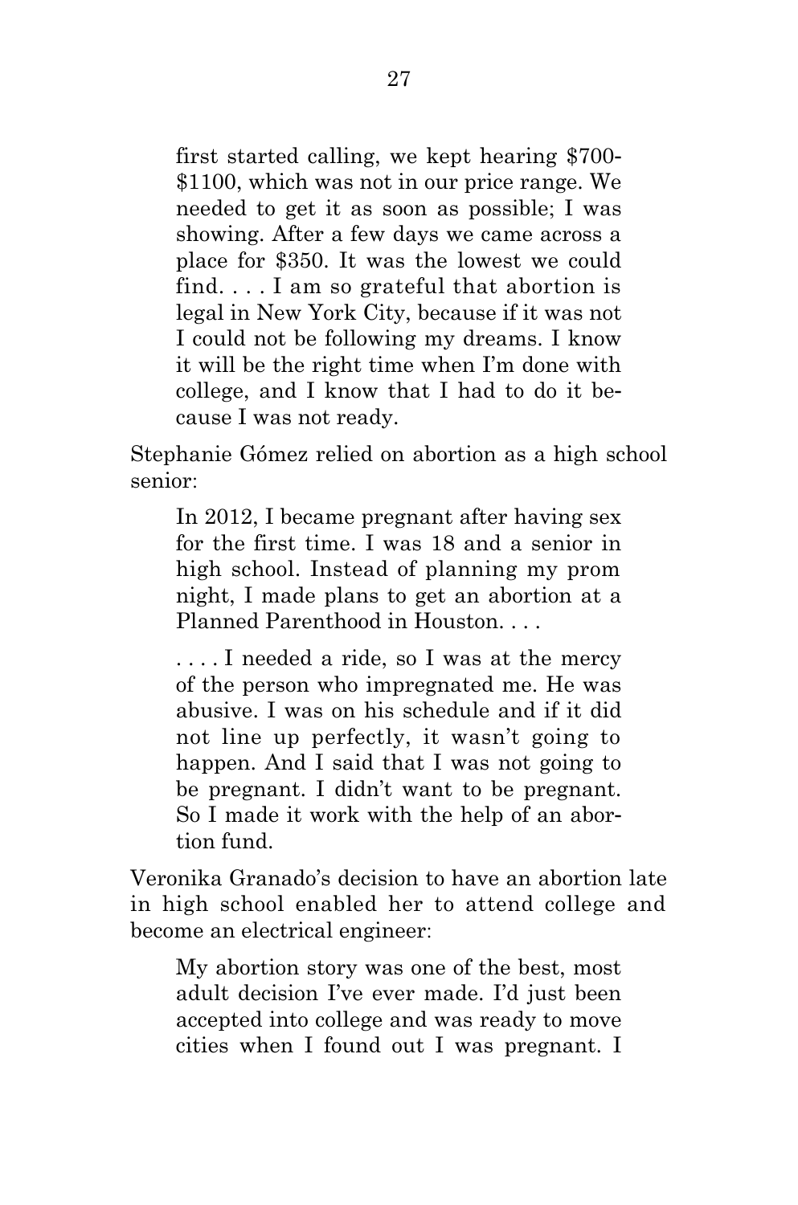> first started calling, we kept hearing $700-$1100, which was not in our price range. We needed to get it as soon as possible; I was showing. After a few days we came across a place for $350. It was the lowest we could find. . . . I am so grateful that abortion is legal in New York City, because if it was not I could not be following my dreams. I know it will be the right time when I'm done with college, and I know that I had to do it because I was not ready.

Stephanie Gómez relied on abortion as a high school senior:

> In 2012, I became pregnant after having sex for the first time. I was 18 and a senior in high school. Instead of planning my prom night, I made plans to get an abortion at a Planned Parenthood in Houston. . . .
>
> . . . . I needed a ride, so I was at the mercy of the person who impregnated me. He was abusive. I was on his schedule and if it did not line up perfectly, it wasn't going to happen. And I said that I was not going to be pregnant. I didn't want to be pregnant. So I made it work with the help of an abortion fund.

Veronika Granado's decision to have an abortion late in high school enabled her to attend college and become an electrical engineer:

> My abortion story was one of the best, most adult decision I've ever made. I'd just been accepted into college and was ready to move cities when I found out I was pregnant. I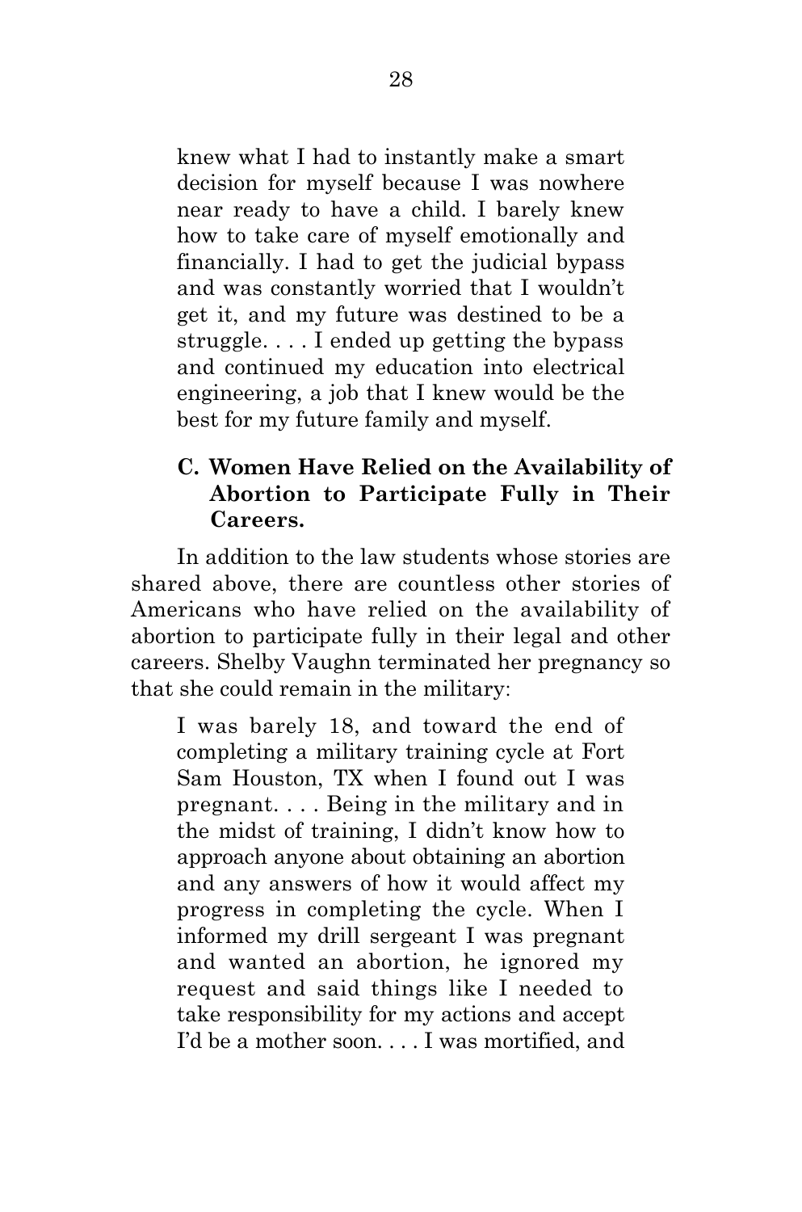> knew what I had to instantly make a smart decision for myself because I was nowhere near ready to have a child. I barely knew how to take care of myself emotionally and financially. I had to get the judicial bypass and was constantly worried that I wouldn't get it, and my future was destined to be a struggle. . . . I ended up getting the bypass and continued my education into electrical engineering, a job that I knew would be the best for my future family and myself.

### C. Women Have Relied on the Availability of Abortion to Participate Fully in Their Careers.

In addition to the law students whose stories are shared above, there are countless other stories of Americans who have relied on the availability of abortion to participate fully in their legal and other careers. Shelby Vaughn terminated her pregnancy so that she could remain in the military:

> I was barely 18, and toward the end of completing a military training cycle at Fort Sam Houston, TX when I found out I was pregnant. . . . Being in the military and in the midst of training, I didn't know how to approach anyone about obtaining an abortion and any answers of how it would affect my progress in completing the cycle. When I informed my drill sergeant I was pregnant and wanted an abortion, he ignored my request and said things like I needed to take responsibility for my actions and accept I'd be a mother soon. . . . I was mortified, and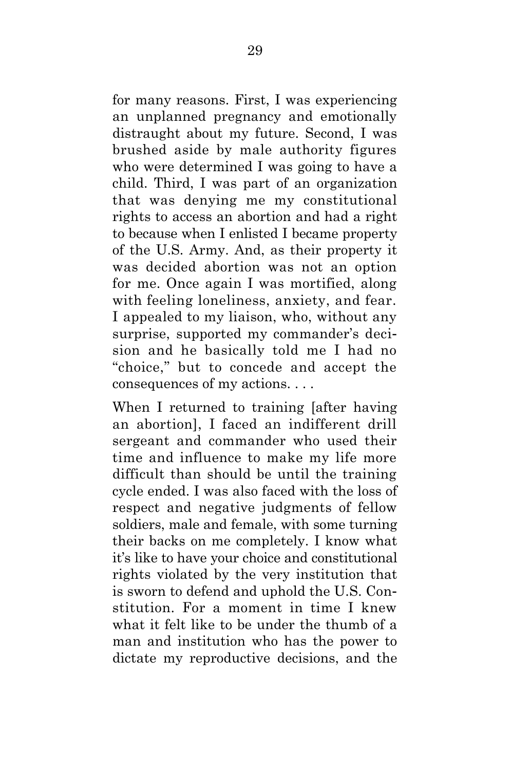for many reasons. First, I was experiencing an unplanned pregnancy and emotionally distraught about my future. Second, I was brushed aside by male authority figures who were determined I was going to have a child. Third, I was part of an organization that was denying me my constitutional rights to access an abortion and had a right to because when I enlisted I became property of the U.S. Army. And, as their property it was decided abortion was not an option for me. Once again I was mortified, along with feeling loneliness, anxiety, and fear. I appealed to my liaison, who, without any surprise, supported my commander's decision and he basically told me I had no "choice," but to concede and accept the consequences of my actions. . . .

When I returned to training [after having an abortion], I faced an indifferent drill sergeant and commander who used their time and influence to make my life more difficult than should be until the training cycle ended. I was also faced with the loss of respect and negative judgments of fellow soldiers, male and female, with some turning their backs on me completely. I know what it's like to have your choice and constitutional rights violated by the very institution that is sworn to defend and uphold the U.S. Constitution. For a moment in time I knew what it felt like to be under the thumb of a man and institution who has the power to dictate my reproductive decisions, and the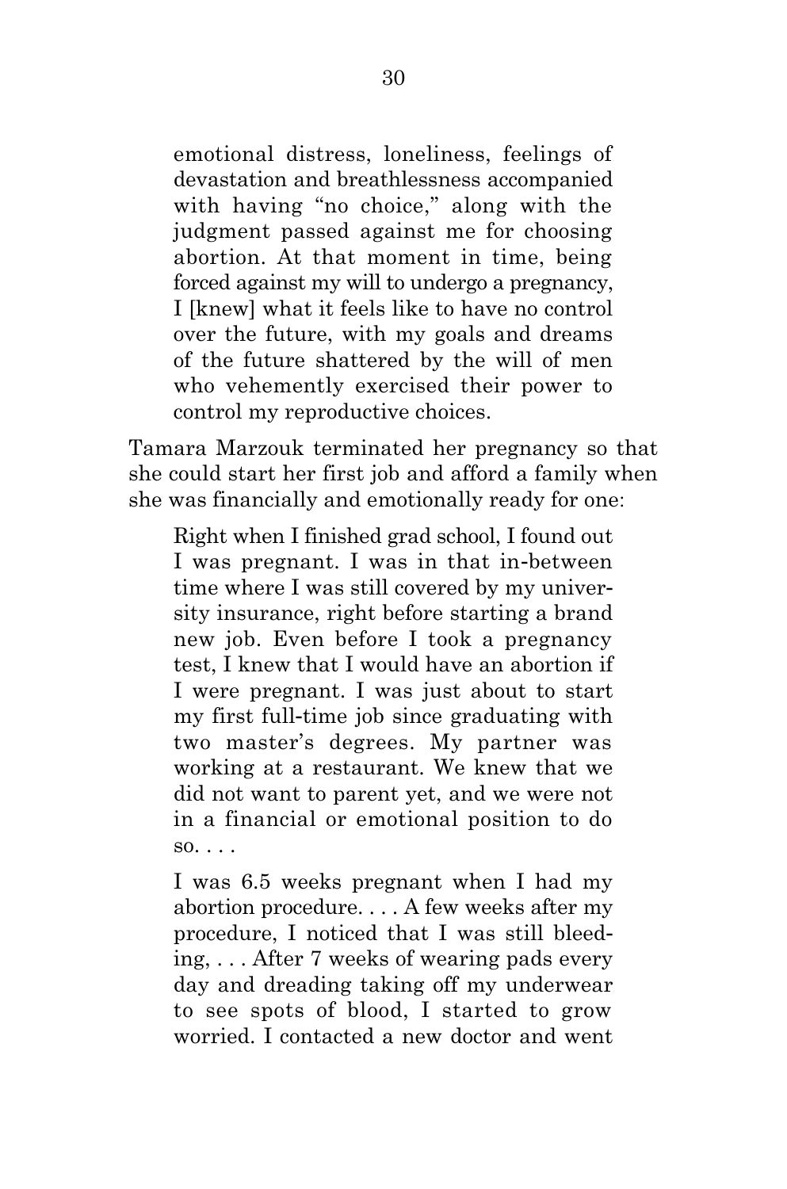> emotional distress, loneliness, feelings of devastation and breathlessness accompanied with having "no choice," along with the judgment passed against me for choosing abortion. At that moment in time, being forced against my will to undergo a pregnancy, I [knew] what it feels like to have no control over the future, with my goals and dreams of the future shattered by the will of men who vehemently exercised their power to control my reproductive choices.

Tamara Marzouk terminated her pregnancy so that she could start her first job and afford a family when she was financially and emotionally ready for one:

> Right when I finished grad school, I found out I was pregnant. I was in that in-between time where I was still covered by my university insurance, right before starting a brand new job. Even before I took a pregnancy test, I knew that I would have an abortion if I were pregnant. I was just about to start my first full-time job since graduating with two master's degrees. My partner was working at a restaurant. We knew that we did not want to parent yet, and we were not in a financial or emotional position to do so. . . .
>
> I was 6.5 weeks pregnant when I had my abortion procedure. . . . A few weeks after my procedure, I noticed that I was still bleeding, . . . After 7 weeks of wearing pads every day and dreading taking off my underwear to see spots of blood, I started to grow worried. I contacted a new doctor and went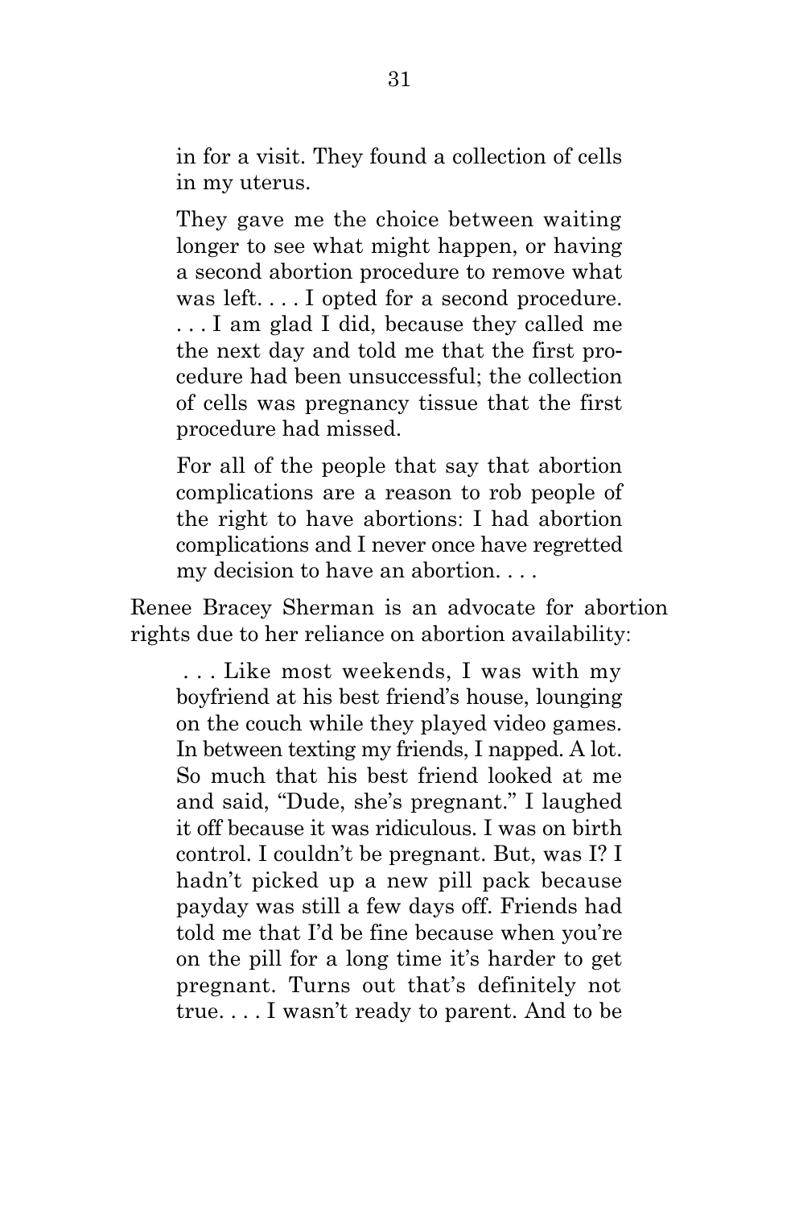> in for a visit. They found a collection of cells in my uterus.
>
> They gave me the choice between waiting longer to see what might happen, or having a second abortion procedure to remove what was left. . . . I opted for a second procedure. . . . I am glad I did, because they called me the next day and told me that the first procedure had been unsuccessful; the collection of cells was pregnancy tissue that the first procedure had missed.
>
> For all of the people that say that abortion complications are a reason to rob people of the right to have abortions: I had abortion complications and I never once have regretted my decision to have an abortion. . . .

Renee Bracey Sherman is an advocate for abortion rights due to her reliance on abortion availability:

> . . . Like most weekends, I was with my boyfriend at his best friend's house, lounging on the couch while they played video games. In between texting my friends, I napped. A lot. So much that his best friend looked at me and said, "Dude, she's pregnant." I laughed it off because it was ridiculous. I was on birth control. I couldn't be pregnant. But, was I? I hadn't picked up a new pill pack because payday was still a few days off. Friends had told me that I'd be fine because when you're on the pill for a long time it's harder to get pregnant. Turns out that's definitely not true. . . . I wasn't ready to parent. And to be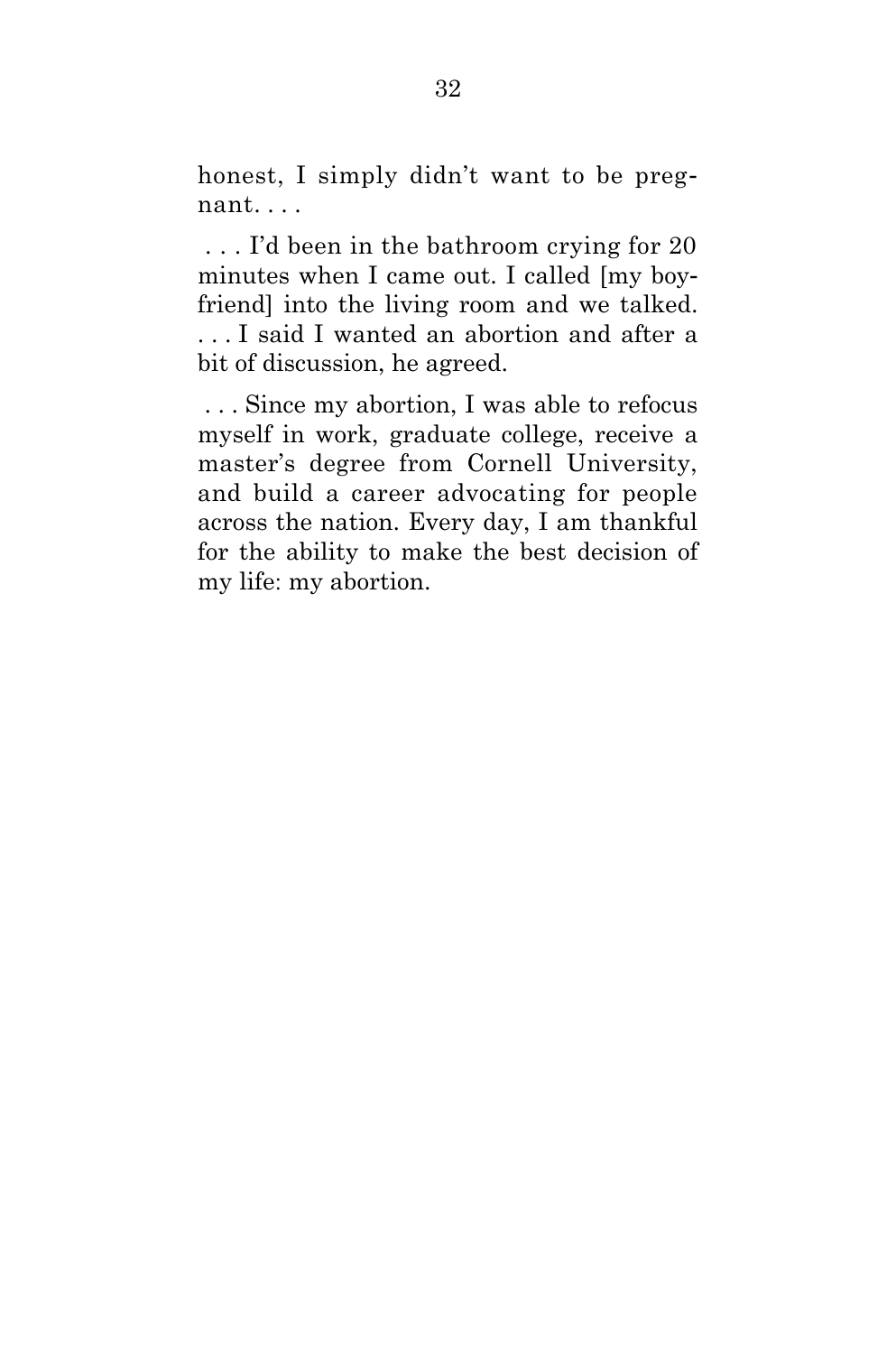honest, I simply didn't want to be pregnant. . . .

. . . I'd been in the bathroom crying for 20 minutes when I came out. I called [my boyfriend] into the living room and we talked. . . . I said I wanted an abortion and after a bit of discussion, he agreed.

. . . Since my abortion, I was able to refocus myself in work, graduate college, receive a master's degree from Cornell University, and build a career advocating for people across the nation. Every day, I am thankful for the ability to make the best decision of my life: my abortion.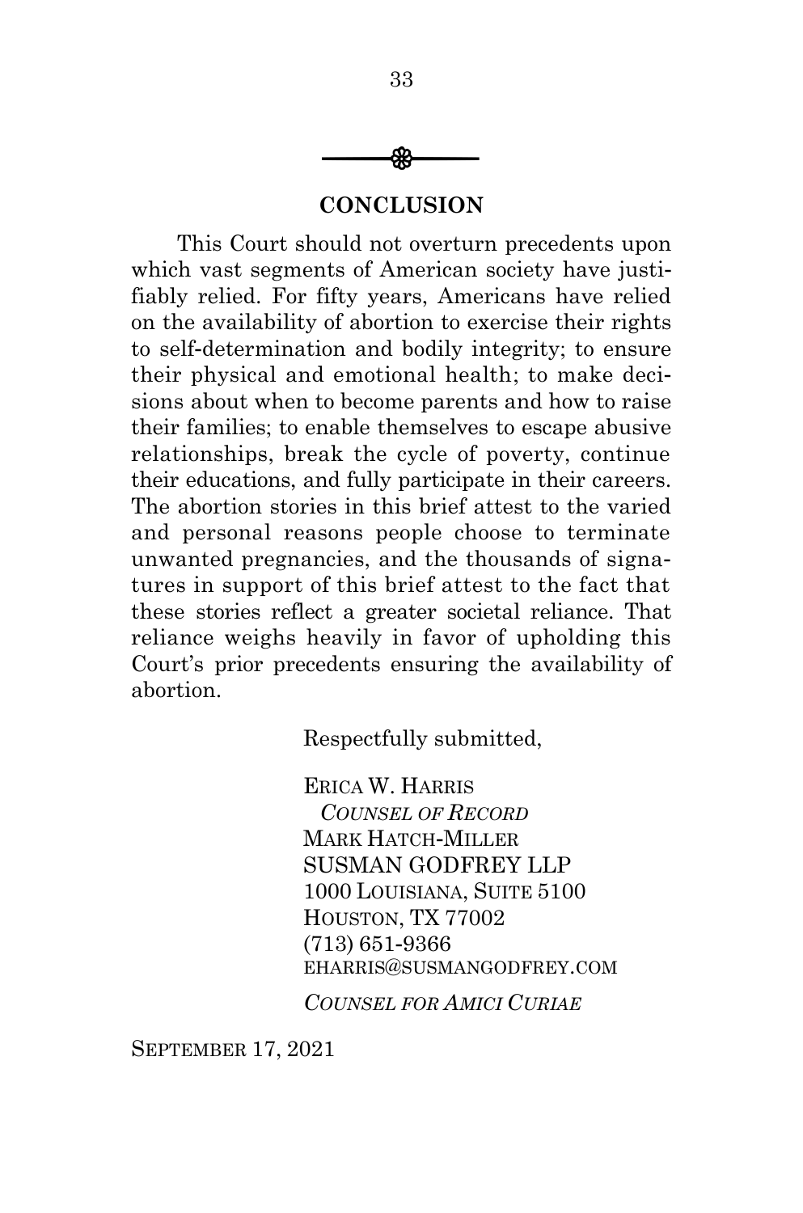## CONCLUSION

This Court should not overturn precedents upon which vast segments of American society have justifiably relied. For fifty years, Americans have relied on the availability of abortion to exercise their rights to self-determination and bodily integrity; to ensure their physical and emotional health; to make decisions about when to become parents and how to raise their families; to enable themselves to escape abusive relationships, break the cycle of poverty, continue their educations, and fully participate in their careers. The abortion stories in this brief attest to the varied and personal reasons people choose to terminate unwanted pregnancies, and the thousands of signatures in support of this brief attest to the fact that these stories reflect a greater societal reliance. That reliance weighs heavily in favor of upholding this Court's prior precedents ensuring the availability of abortion.

Respectfully submitted,

ERICA W. HARRIS
*COUNSEL OF RECORD*
MARK HATCH-MILLER
SUSMAN GODFREY LLP
1000 LOUISIANA, SUITE 5100
HOUSTON, TX 77002
(713) 651-9366
EHARRIS@SUSMANGODFREY.COM

*COUNSEL FOR AMICI CURIAE*

SEPTEMBER 17, 2021